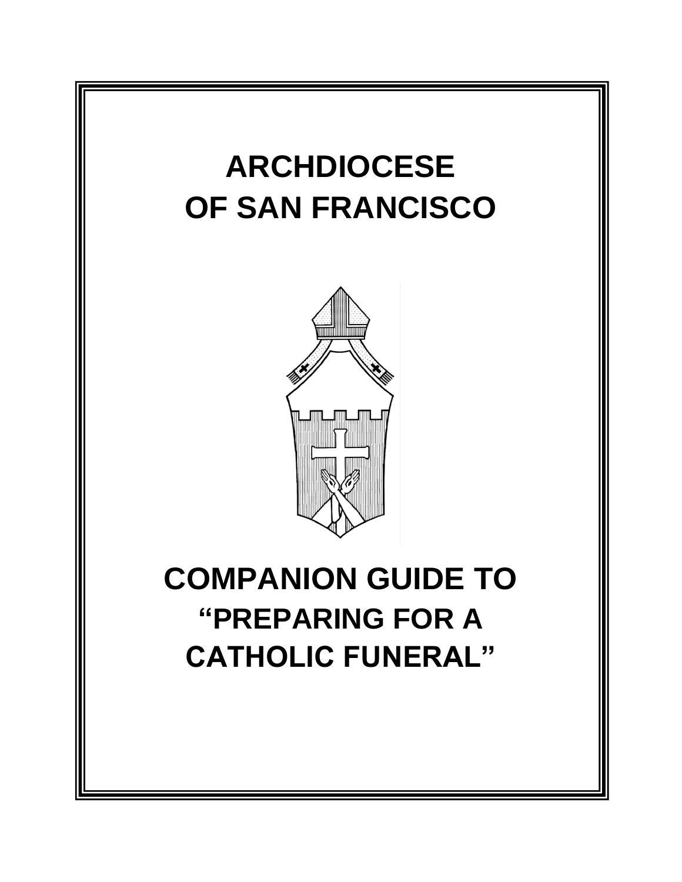# ARCHDIOCESE OF SAN FRANCISCO

# COMPANION GUIDE TO "PREPARING FOR A CATHOLIC FUNERAL"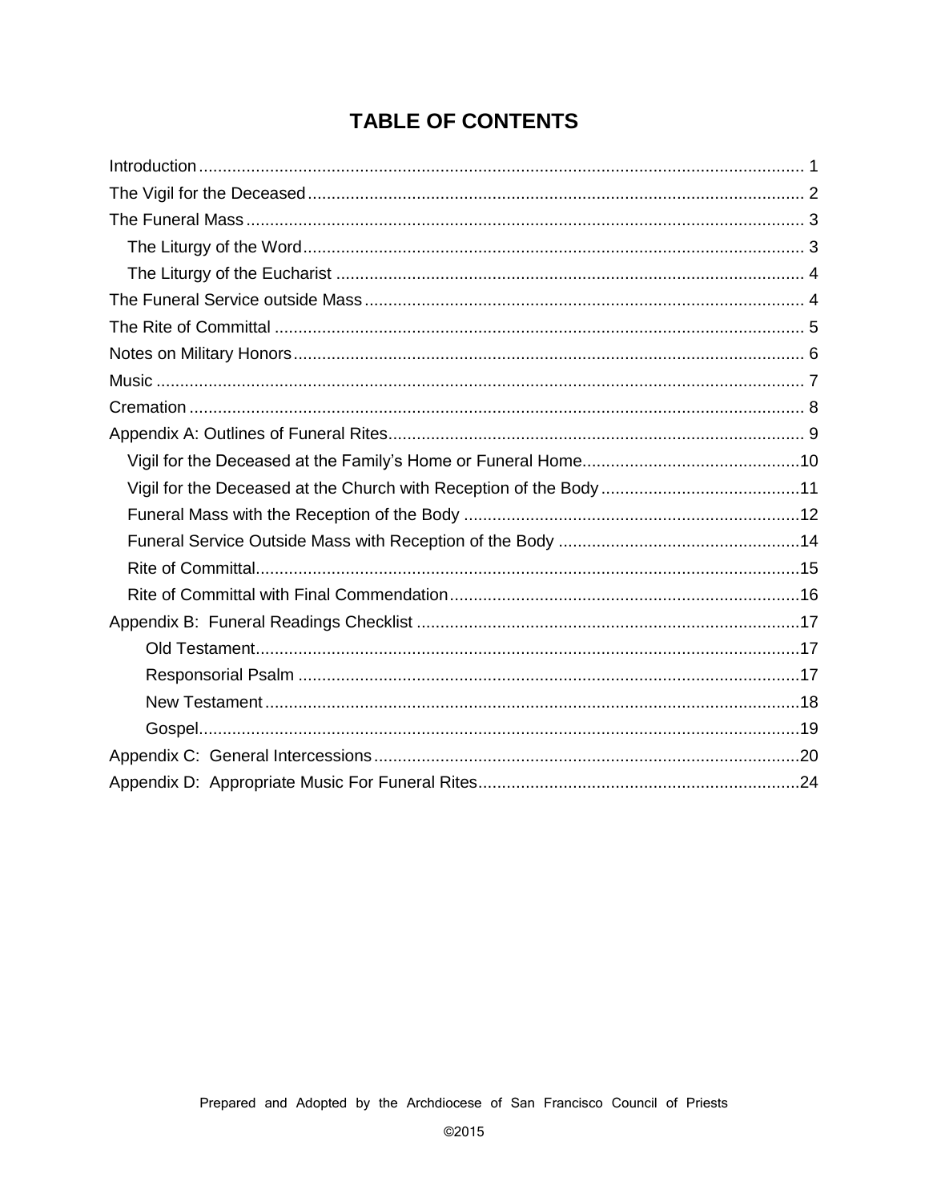# TABLE OF CONTENTS

Introduction ........ 1
The Vigil for the Deceased ........ 2
The Funeral Mass ........ 3
- The Liturgy of the Word ........ 3
- The Liturgy of the Eucharist ........ 4

The Funeral Service outside Mass ........ 4
The Rite of Committal ........ 5
Notes on Military Honors ........ 6
Music ........ 7
Cremation ........ 8
Appendix A: Outlines of Funeral Rites ........ 9
- Vigil for the Deceased at the Family's Home or Funeral Home ........ 10
- Vigil for the Deceased at the Church with Reception of the Body ........ 11
- Funeral Mass with the Reception of the Body ........ 12
- Funeral Service Outside Mass with Reception of the Body ........ 14
- Rite of Committal ........ 15
- Rite of Committal with Final Commendation ........ 16

Appendix B: Funeral Readings Checklist ........ 17
- Old Testament ........ 17
- Responsorial Psalm ........ 17
- New Testament ........ 18
- Gospel ........ 19

Appendix C: General Intercessions ........ 20
Appendix D: Appropriate Music For Funeral Rites ........ 24

Prepared and Adopted by the Archdiocese of San Francisco Council of Priests

©2015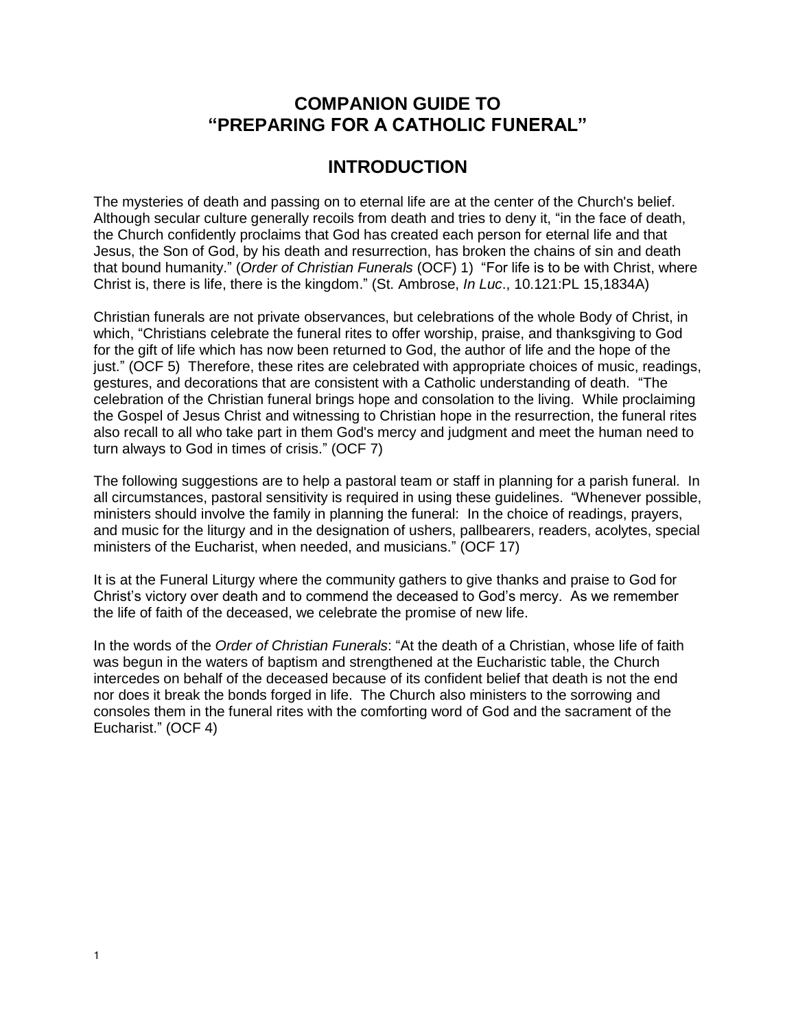# COMPANION GUIDE TO "PREPARING FOR A CATHOLIC FUNERAL"

## INTRODUCTION

The mysteries of death and passing on to eternal life are at the center of the Church's belief. Although secular culture generally recoils from death and tries to deny it, "in the face of death, the Church confidently proclaims that God has created each person for eternal life and that Jesus, the Son of God, by his death and resurrection, has broken the chains of sin and death that bound humanity." (*Order of Christian Funerals* (OCF) 1) "For life is to be with Christ, where Christ is, there is life, there is the kingdom." (St. Ambrose, *In Luc*., 10.121:PL 15,1834A)

Christian funerals are not private observances, but celebrations of the whole Body of Christ, in which, "Christians celebrate the funeral rites to offer worship, praise, and thanksgiving to God for the gift of life which has now been returned to God, the author of life and the hope of the just." (OCF 5) Therefore, these rites are celebrated with appropriate choices of music, readings, gestures, and decorations that are consistent with a Catholic understanding of death. "The celebration of the Christian funeral brings hope and consolation to the living. While proclaiming the Gospel of Jesus Christ and witnessing to Christian hope in the resurrection, the funeral rites also recall to all who take part in them God's mercy and judgment and meet the human need to turn always to God in times of crisis." (OCF 7)

The following suggestions are to help a pastoral team or staff in planning for a parish funeral. In all circumstances, pastoral sensitivity is required in using these guidelines. "Whenever possible, ministers should involve the family in planning the funeral: In the choice of readings, prayers, and music for the liturgy and in the designation of ushers, pallbearers, readers, acolytes, special ministers of the Eucharist, when needed, and musicians." (OCF 17)

It is at the Funeral Liturgy where the community gathers to give thanks and praise to God for Christ's victory over death and to commend the deceased to God's mercy. As we remember the life of faith of the deceased, we celebrate the promise of new life.

In the words of the *Order of Christian Funerals*: "At the death of a Christian, whose life of faith was begun in the waters of baptism and strengthened at the Eucharistic table, the Church intercedes on behalf of the deceased because of its confident belief that death is not the end nor does it break the bonds forged in life. The Church also ministers to the sorrowing and consoles them in the funeral rites with the comforting word of God and the sacrament of the Eucharist." (OCF 4)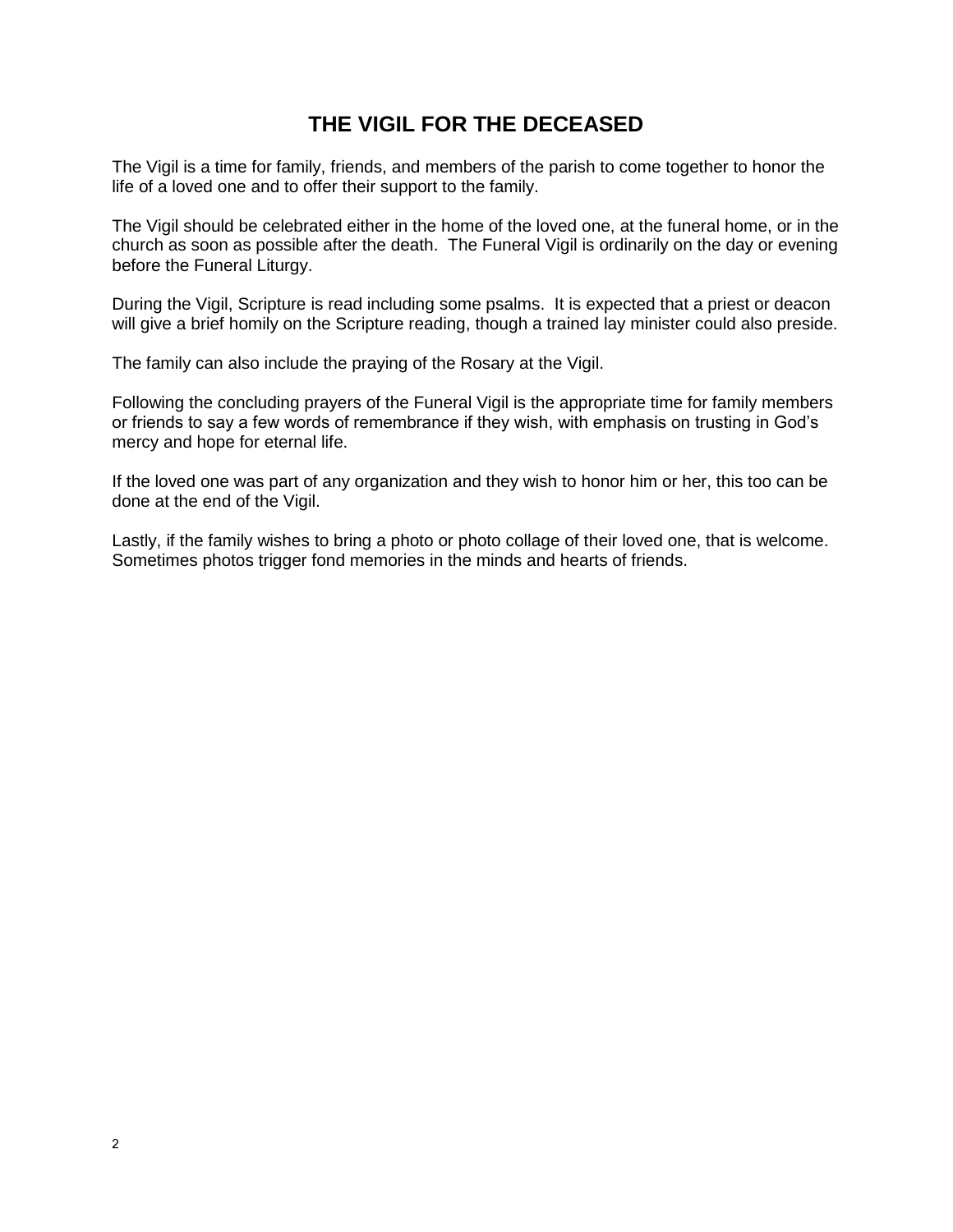# THE VIGIL FOR THE DECEASED

The Vigil is a time for family, friends, and members of the parish to come together to honor the life of a loved one and to offer their support to the family.

The Vigil should be celebrated either in the home of the loved one, at the funeral home, or in the church as soon as possible after the death. The Funeral Vigil is ordinarily on the day or evening before the Funeral Liturgy.

During the Vigil, Scripture is read including some psalms. It is expected that a priest or deacon will give a brief homily on the Scripture reading, though a trained lay minister could also preside.

The family can also include the praying of the Rosary at the Vigil.

Following the concluding prayers of the Funeral Vigil is the appropriate time for family members or friends to say a few words of remembrance if they wish, with emphasis on trusting in God's mercy and hope for eternal life.

If the loved one was part of any organization and they wish to honor him or her, this too can be done at the end of the Vigil.

Lastly, if the family wishes to bring a photo or photo collage of their loved one, that is welcome. Sometimes photos trigger fond memories in the minds and hearts of friends.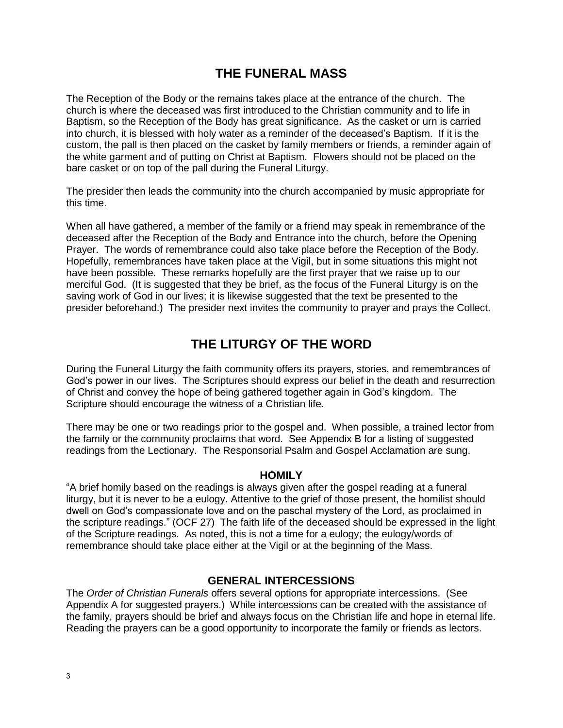# THE FUNERAL MASS

The Reception of the Body or the remains takes place at the entrance of the church. The church is where the deceased was first introduced to the Christian community and to life in Baptism, so the Reception of the Body has great significance. As the casket or urn is carried into church, it is blessed with holy water as a reminder of the deceased's Baptism. If it is the custom, the pall is then placed on the casket by family members or friends, a reminder again of the white garment and of putting on Christ at Baptism. Flowers should not be placed on the bare casket or on top of the pall during the Funeral Liturgy.

The presider then leads the community into the church accompanied by music appropriate for this time.

When all have gathered, a member of the family or a friend may speak in remembrance of the deceased after the Reception of the Body and Entrance into the church, before the Opening Prayer. The words of remembrance could also take place before the Reception of the Body. Hopefully, remembrances have taken place at the Vigil, but in some situations this might not have been possible. These remarks hopefully are the first prayer that we raise up to our merciful God. (It is suggested that they be brief, as the focus of the Funeral Liturgy is on the saving work of God in our lives; it is likewise suggested that the text be presented to the presider beforehand.) The presider next invites the community to prayer and prays the Collect.

# THE LITURGY OF THE WORD

During the Funeral Liturgy the faith community offers its prayers, stories, and remembrances of God's power in our lives. The Scriptures should express our belief in the death and resurrection of Christ and convey the hope of being gathered together again in God's kingdom. The Scripture should encourage the witness of a Christian life.

There may be one or two readings prior to the gospel and. When possible, a trained lector from the family or the community proclaims that word. See Appendix B for a listing of suggested readings from the Lectionary. The Responsorial Psalm and Gospel Acclamation are sung.

### HOMILY

"A brief homily based on the readings is always given after the gospel reading at a funeral liturgy, but it is never to be a eulogy. Attentive to the grief of those present, the homilist should dwell on God's compassionate love and on the paschal mystery of the Lord, as proclaimed in the scripture readings." (OCF 27) The faith life of the deceased should be expressed in the light of the Scripture readings. As noted, this is not a time for a eulogy; the eulogy/words of remembrance should take place either at the Vigil or at the beginning of the Mass.

### GENERAL INTERCESSIONS

The *Order of Christian Funerals* offers several options for appropriate intercessions. (See Appendix A for suggested prayers.) While intercessions can be created with the assistance of the family, prayers should be brief and always focus on the Christian life and hope in eternal life. Reading the prayers can be a good opportunity to incorporate the family or friends as lectors.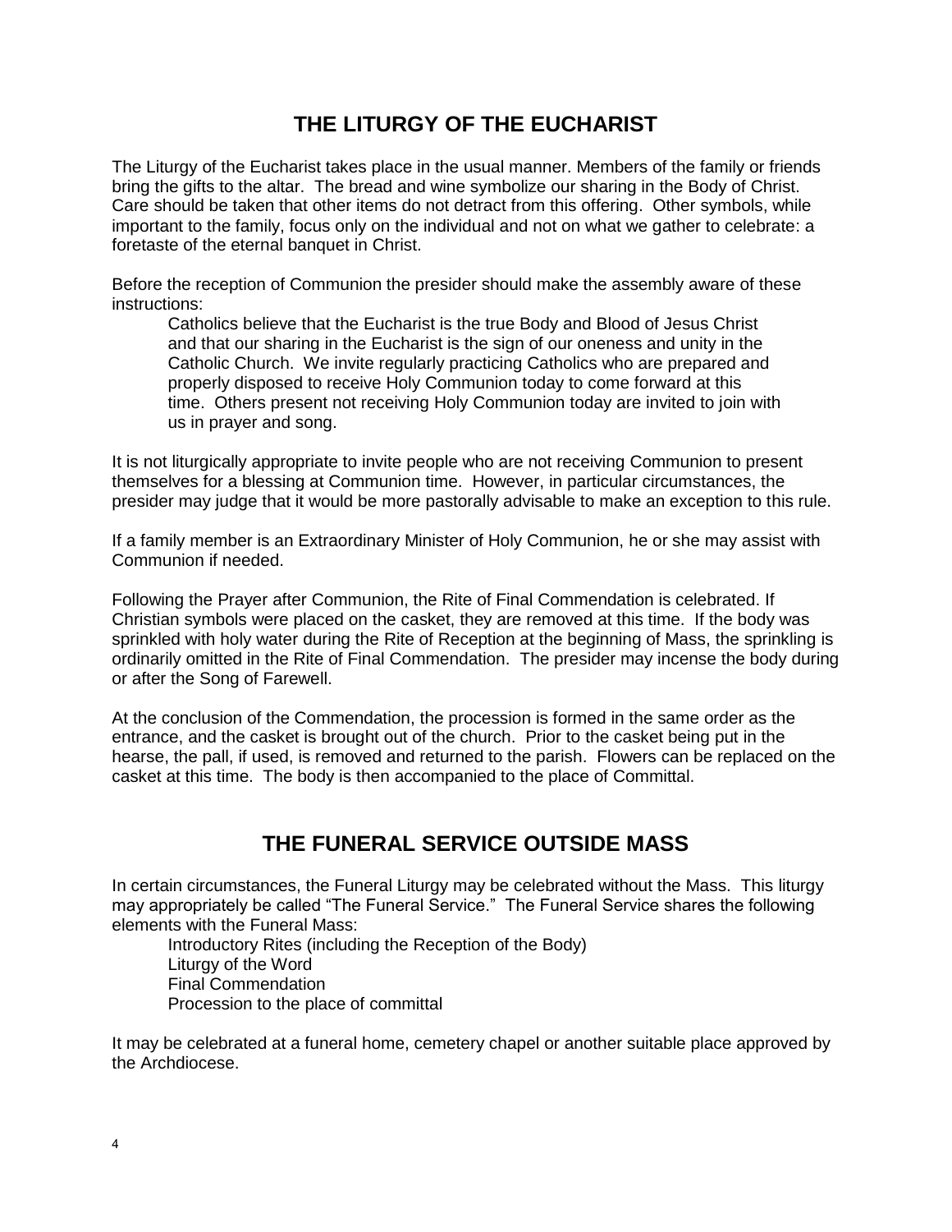## THE LITURGY OF THE EUCHARIST

The Liturgy of the Eucharist takes place in the usual manner. Members of the family or friends bring the gifts to the altar. The bread and wine symbolize our sharing in the Body of Christ. Care should be taken that other items do not detract from this offering. Other symbols, while important to the family, focus only on the individual and not on what we gather to celebrate: a foretaste of the eternal banquet in Christ.

Before the reception of Communion the presider should make the assembly aware of these instructions:

> Catholics believe that the Eucharist is the true Body and Blood of Jesus Christ and that our sharing in the Eucharist is the sign of our oneness and unity in the Catholic Church. We invite regularly practicing Catholics who are prepared and properly disposed to receive Holy Communion today to come forward at this time. Others present not receiving Holy Communion today are invited to join with us in prayer and song.

It is not liturgically appropriate to invite people who are not receiving Communion to present themselves for a blessing at Communion time. However, in particular circumstances, the presider may judge that it would be more pastorally advisable to make an exception to this rule.

If a family member is an Extraordinary Minister of Holy Communion, he or she may assist with Communion if needed.

Following the Prayer after Communion, the Rite of Final Commendation is celebrated. If Christian symbols were placed on the casket, they are removed at this time. If the body was sprinkled with holy water during the Rite of Reception at the beginning of Mass, the sprinkling is ordinarily omitted in the Rite of Final Commendation. The presider may incense the body during or after the Song of Farewell.

At the conclusion of the Commendation, the procession is formed in the same order as the entrance, and the casket is brought out of the church. Prior to the casket being put in the hearse, the pall, if used, is removed and returned to the parish. Flowers can be replaced on the casket at this time. The body is then accompanied to the place of Committal.

## THE FUNERAL SERVICE OUTSIDE MASS

In certain circumstances, the Funeral Liturgy may be celebrated without the Mass. This liturgy may appropriately be called "The Funeral Service." The Funeral Service shares the following elements with the Funeral Mass:

- Introductory Rites (including the Reception of the Body)
- Liturgy of the Word
- Final Commendation
- Procession to the place of committal

It may be celebrated at a funeral home, cemetery chapel or another suitable place approved by the Archdiocese.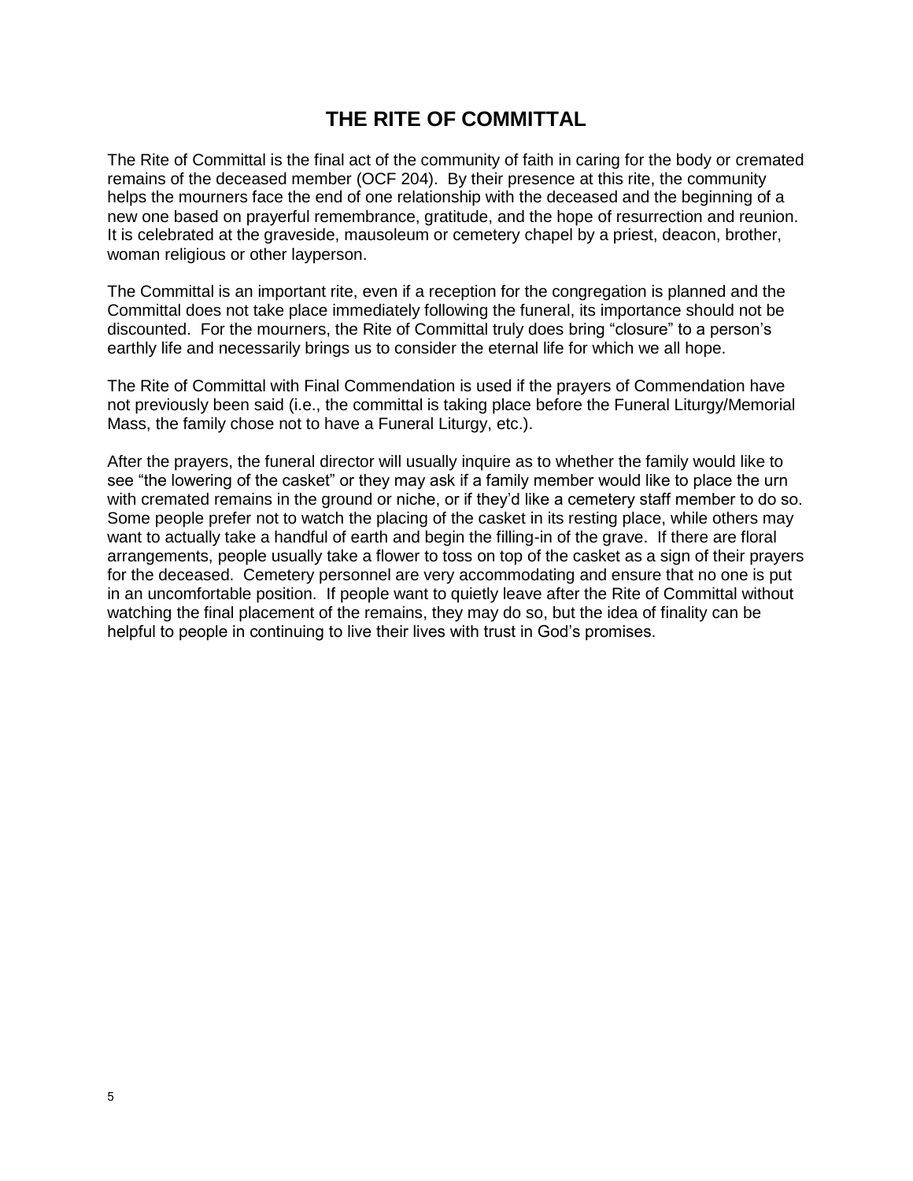# THE RITE OF COMMITTAL

The Rite of Committal is the final act of the community of faith in caring for the body or cremated remains of the deceased member (OCF 204). By their presence at this rite, the community helps the mourners face the end of one relationship with the deceased and the beginning of a new one based on prayerful remembrance, gratitude, and the hope of resurrection and reunion. It is celebrated at the graveside, mausoleum or cemetery chapel by a priest, deacon, brother, woman religious or other layperson.

The Committal is an important rite, even if a reception for the congregation is planned and the Committal does not take place immediately following the funeral, its importance should not be discounted. For the mourners, the Rite of Committal truly does bring "closure" to a person's earthly life and necessarily brings us to consider the eternal life for which we all hope.

The Rite of Committal with Final Commendation is used if the prayers of Commendation have not previously been said (i.e., the committal is taking place before the Funeral Liturgy/Memorial Mass, the family chose not to have a Funeral Liturgy, etc.).

After the prayers, the funeral director will usually inquire as to whether the family would like to see "the lowering of the casket" or they may ask if a family member would like to place the urn with cremated remains in the ground or niche, or if they'd like a cemetery staff member to do so. Some people prefer not to watch the placing of the casket in its resting place, while others may want to actually take a handful of earth and begin the filling-in of the grave. If there are floral arrangements, people usually take a flower to toss on top of the casket as a sign of their prayers for the deceased. Cemetery personnel are very accommodating and ensure that no one is put in an uncomfortable position. If people want to quietly leave after the Rite of Committal without watching the final placement of the remains, they may do so, but the idea of finality can be helpful to people in continuing to live their lives with trust in God's promises.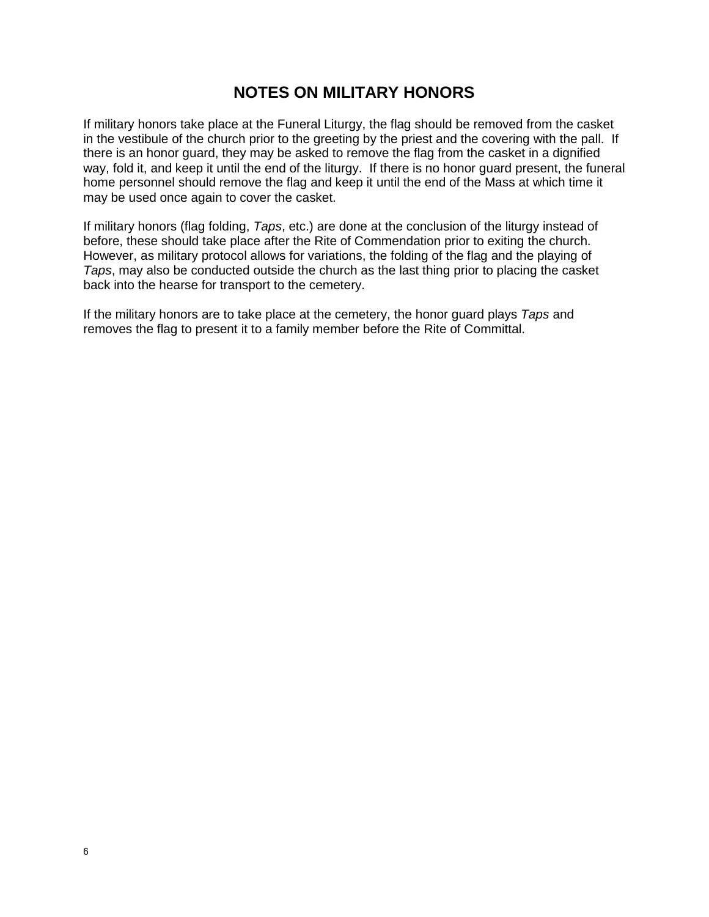# NOTES ON MILITARY HONORS

If military honors take place at the Funeral Liturgy, the flag should be removed from the casket in the vestibule of the church prior to the greeting by the priest and the covering with the pall. If there is an honor guard, they may be asked to remove the flag from the casket in a dignified way, fold it, and keep it until the end of the liturgy. If there is no honor guard present, the funeral home personnel should remove the flag and keep it until the end of the Mass at which time it may be used once again to cover the casket.

If military honors (flag folding, *Taps*, etc.) are done at the conclusion of the liturgy instead of before, these should take place after the Rite of Commendation prior to exiting the church. However, as military protocol allows for variations, the folding of the flag and the playing of *Taps*, may also be conducted outside the church as the last thing prior to placing the casket back into the hearse for transport to the cemetery.

If the military honors are to take place at the cemetery, the honor guard plays *Taps* and removes the flag to present it to a family member before the Rite of Committal.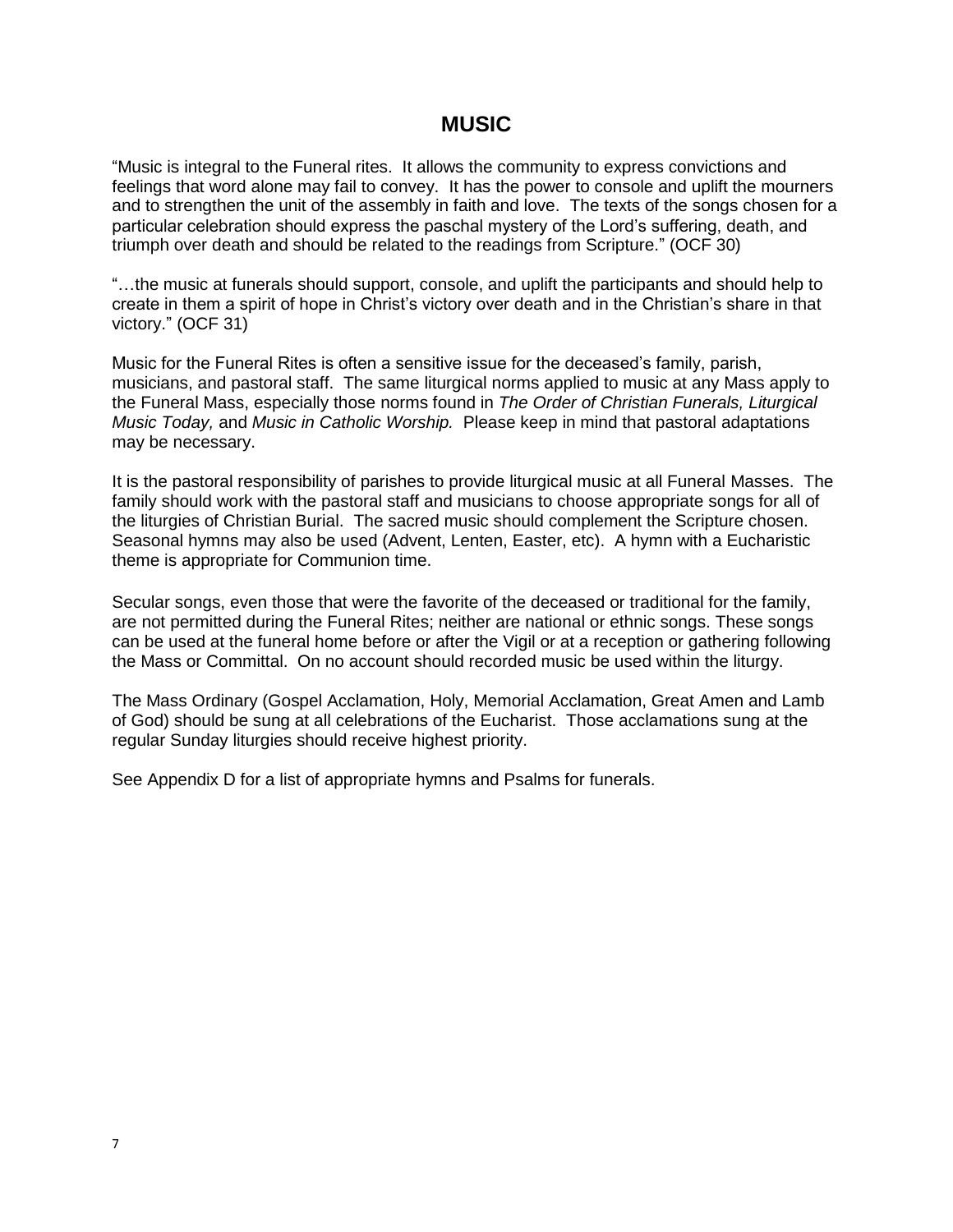# MUSIC

"Music is integral to the Funeral rites. It allows the community to express convictions and feelings that word alone may fail to convey. It has the power to console and uplift the mourners and to strengthen the unit of the assembly in faith and love. The texts of the songs chosen for a particular celebration should express the paschal mystery of the Lord's suffering, death, and triumph over death and should be related to the readings from Scripture." (OCF 30)

"…the music at funerals should support, console, and uplift the participants and should help to create in them a spirit of hope in Christ's victory over death and in the Christian's share in that victory." (OCF 31)

Music for the Funeral Rites is often a sensitive issue for the deceased's family, parish, musicians, and pastoral staff. The same liturgical norms applied to music at any Mass apply to the Funeral Mass, especially those norms found in *The Order of Christian Funerals, Liturgical Music Today,* and *Music in Catholic Worship.* Please keep in mind that pastoral adaptations may be necessary.

It is the pastoral responsibility of parishes to provide liturgical music at all Funeral Masses. The family should work with the pastoral staff and musicians to choose appropriate songs for all of the liturgies of Christian Burial. The sacred music should complement the Scripture chosen. Seasonal hymns may also be used (Advent, Lenten, Easter, etc). A hymn with a Eucharistic theme is appropriate for Communion time.

Secular songs, even those that were the favorite of the deceased or traditional for the family, are not permitted during the Funeral Rites; neither are national or ethnic songs. These songs can be used at the funeral home before or after the Vigil or at a reception or gathering following the Mass or Committal. On no account should recorded music be used within the liturgy.

The Mass Ordinary (Gospel Acclamation, Holy, Memorial Acclamation, Great Amen and Lamb of God) should be sung at all celebrations of the Eucharist. Those acclamations sung at the regular Sunday liturgies should receive highest priority.

See Appendix D for a list of appropriate hymns and Psalms for funerals.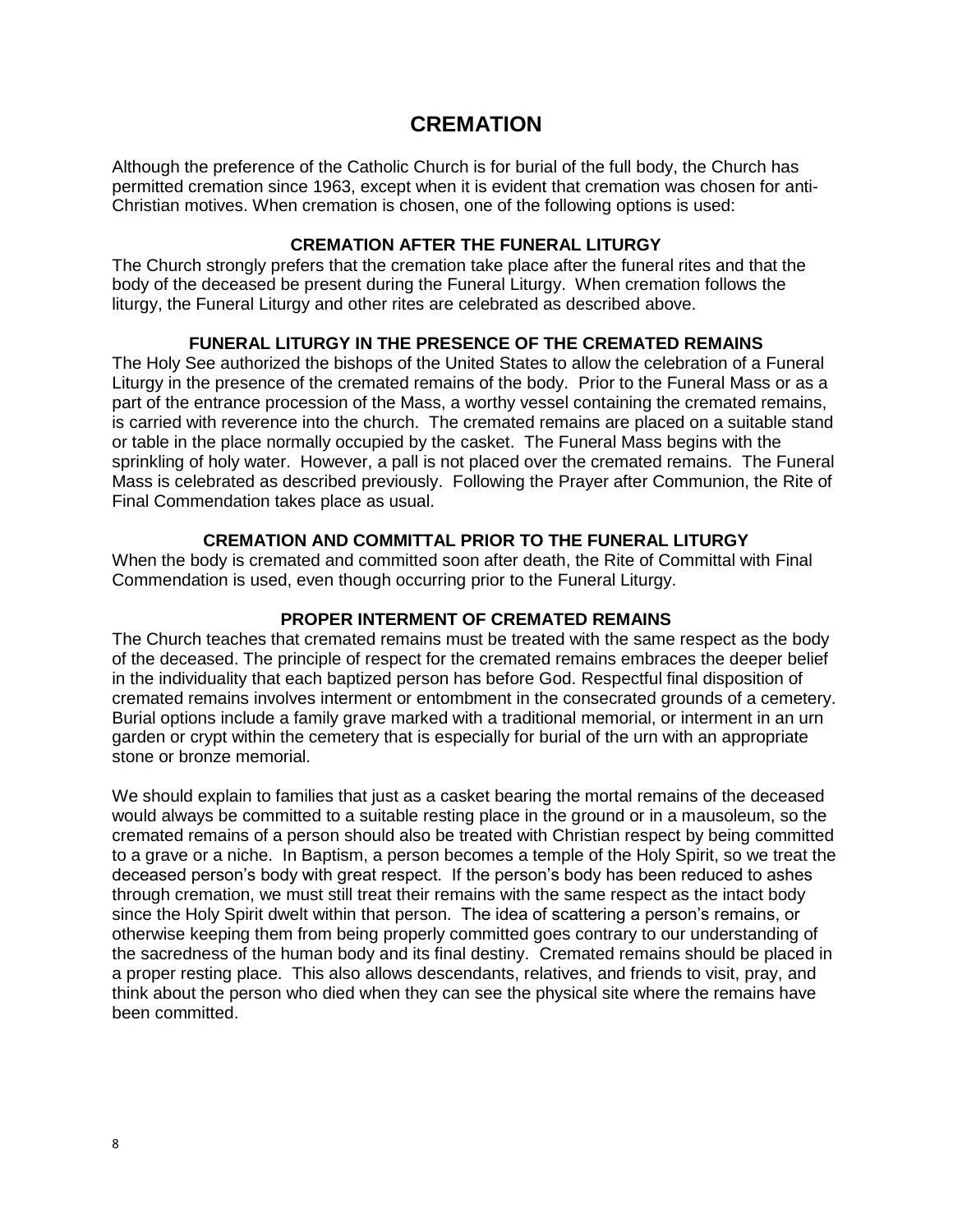# CREMATION

Although the preference of the Catholic Church is for burial of the full body, the Church has permitted cremation since 1963, except when it is evident that cremation was chosen for anti-Christian motives. When cremation is chosen, one of the following options is used:

### CREMATION AFTER THE FUNERAL LITURGY

The Church strongly prefers that the cremation take place after the funeral rites and that the body of the deceased be present during the Funeral Liturgy. When cremation follows the liturgy, the Funeral Liturgy and other rites are celebrated as described above.

### FUNERAL LITURGY IN THE PRESENCE OF THE CREMATED REMAINS

The Holy See authorized the bishops of the United States to allow the celebration of a Funeral Liturgy in the presence of the cremated remains of the body. Prior to the Funeral Mass or as a part of the entrance procession of the Mass, a worthy vessel containing the cremated remains, is carried with reverence into the church. The cremated remains are placed on a suitable stand or table in the place normally occupied by the casket. The Funeral Mass begins with the sprinkling of holy water. However, a pall is not placed over the cremated remains. The Funeral Mass is celebrated as described previously. Following the Prayer after Communion, the Rite of Final Commendation takes place as usual.

### CREMATION AND COMMITTAL PRIOR TO THE FUNERAL LITURGY

When the body is cremated and committed soon after death, the Rite of Committal with Final Commendation is used, even though occurring prior to the Funeral Liturgy.

### PROPER INTERMENT OF CREMATED REMAINS

The Church teaches that cremated remains must be treated with the same respect as the body of the deceased. The principle of respect for the cremated remains embraces the deeper belief in the individuality that each baptized person has before God. Respectful final disposition of cremated remains involves interment or entombment in the consecrated grounds of a cemetery. Burial options include a family grave marked with a traditional memorial, or interment in an urn garden or crypt within the cemetery that is especially for burial of the urn with an appropriate stone or bronze memorial.

We should explain to families that just as a casket bearing the mortal remains of the deceased would always be committed to a suitable resting place in the ground or in a mausoleum, so the cremated remains of a person should also be treated with Christian respect by being committed to a grave or a niche. In Baptism, a person becomes a temple of the Holy Spirit, so we treat the deceased person's body with great respect. If the person's body has been reduced to ashes through cremation, we must still treat their remains with the same respect as the intact body since the Holy Spirit dwelt within that person. The idea of scattering a person's remains, or otherwise keeping them from being properly committed goes contrary to our understanding of the sacredness of the human body and its final destiny. Cremated remains should be placed in a proper resting place. This also allows descendants, relatives, and friends to visit, pray, and think about the person who died when they can see the physical site where the remains have been committed.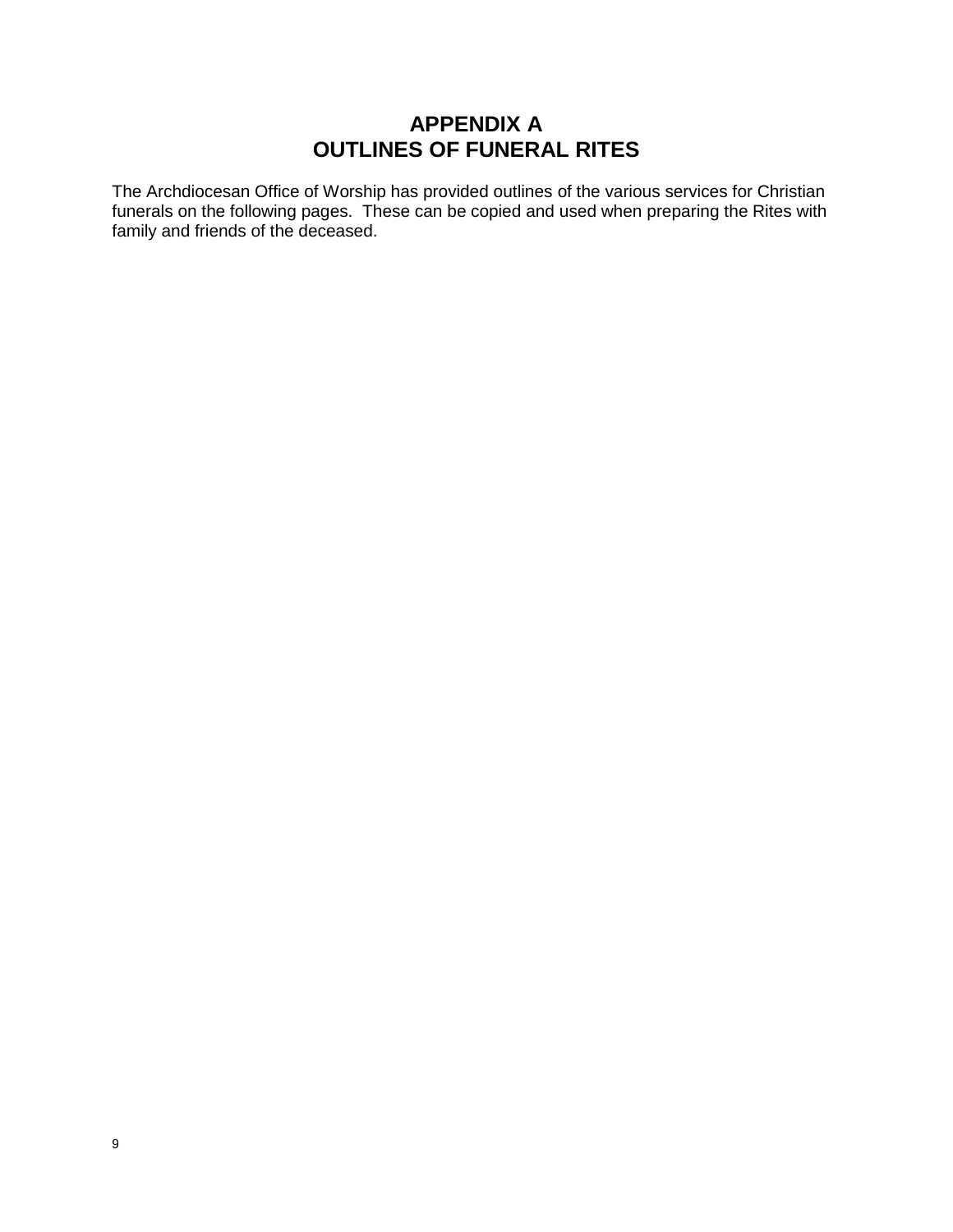# APPENDIX A
# OUTLINES OF FUNERAL RITES

The Archdiocesan Office of Worship has provided outlines of the various services for Christian funerals on the following pages. These can be copied and used when preparing the Rites with family and friends of the deceased.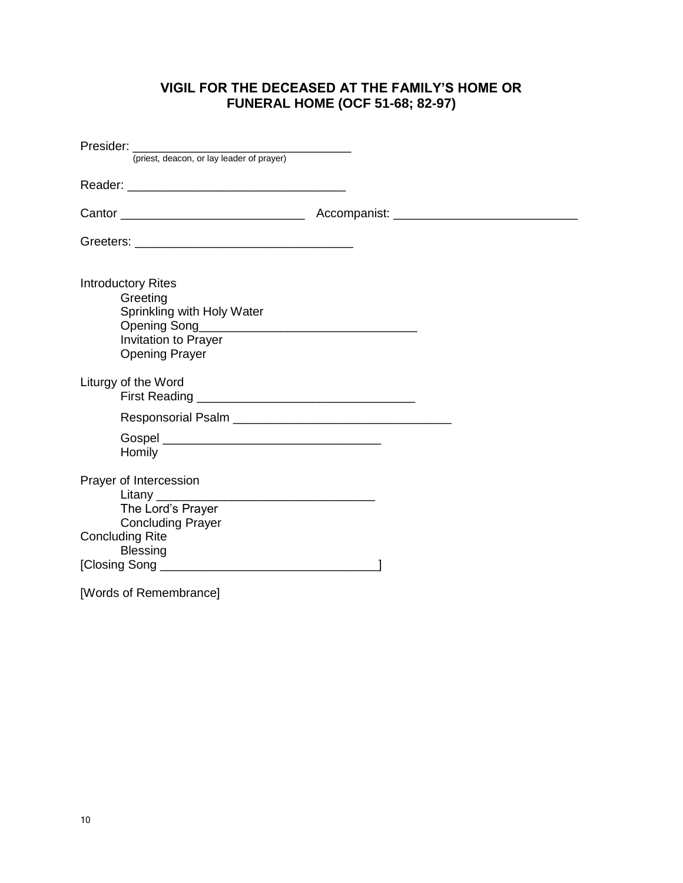## VIGIL FOR THE DECEASED AT THE FAMILY'S HOME OR FUNERAL HOME (OCF 51-68; 82-97)

Presider: _______________________________
(priest, deacon, or lay leader of prayer)

Reader: _______________________________

Cantor __________________________ Accompanist: __________________________

Greeters: _______________________________

Introductory Rites
- Greeting
- Sprinkling with Holy Water
- Opening Song_______________________________
- Invitation to Prayer
- Opening Prayer

Liturgy of the Word
- First Reading _______________________________
- Responsorial Psalm _______________________________
- Gospel _______________________________
- Homily

Prayer of Intercession
- Litany _______________________________
- The Lord's Prayer
- Concluding Prayer

Concluding Rite
- Blessing

[Closing Song _______________________________]

[Words of Remembrance]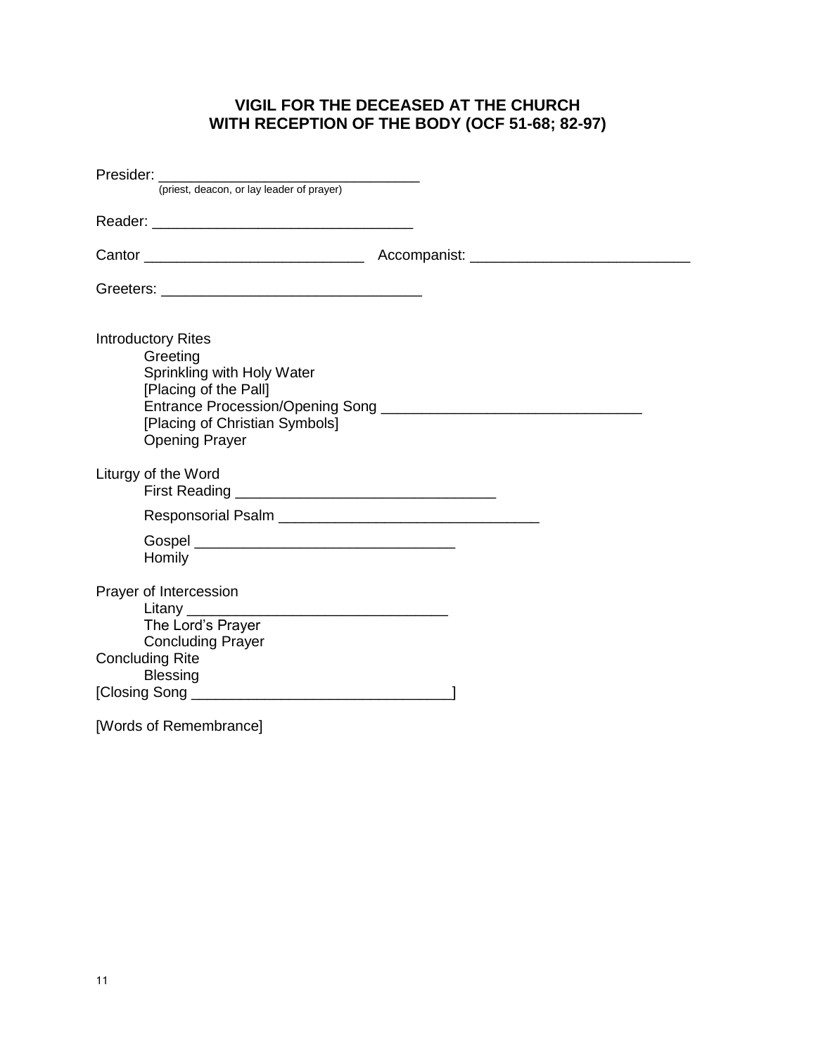## VIGIL FOR THE DECEASED AT THE CHURCH WITH RECEPTION OF THE BODY (OCF 51-68; 82-97)

Presider: _______________________________
(priest, deacon, or lay leader of prayer)

Reader: _______________________________

Cantor __________________________ Accompanist: __________________________

Greeters: _______________________________

Introductory Rites
- Greeting
- Sprinkling with Holy Water
- [Placing of the Pall]
- Entrance Procession/Opening Song _______________________________
- [Placing of Christian Symbols]
- Opening Prayer

Liturgy of the Word
- First Reading _______________________________
- Responsorial Psalm _______________________________
- Gospel _______________________________
- Homily

Prayer of Intercession
- Litany _______________________________
- The Lord's Prayer
- Concluding Prayer

Concluding Rite
- Blessing

[Closing Song _______________________________]

[Words of Remembrance]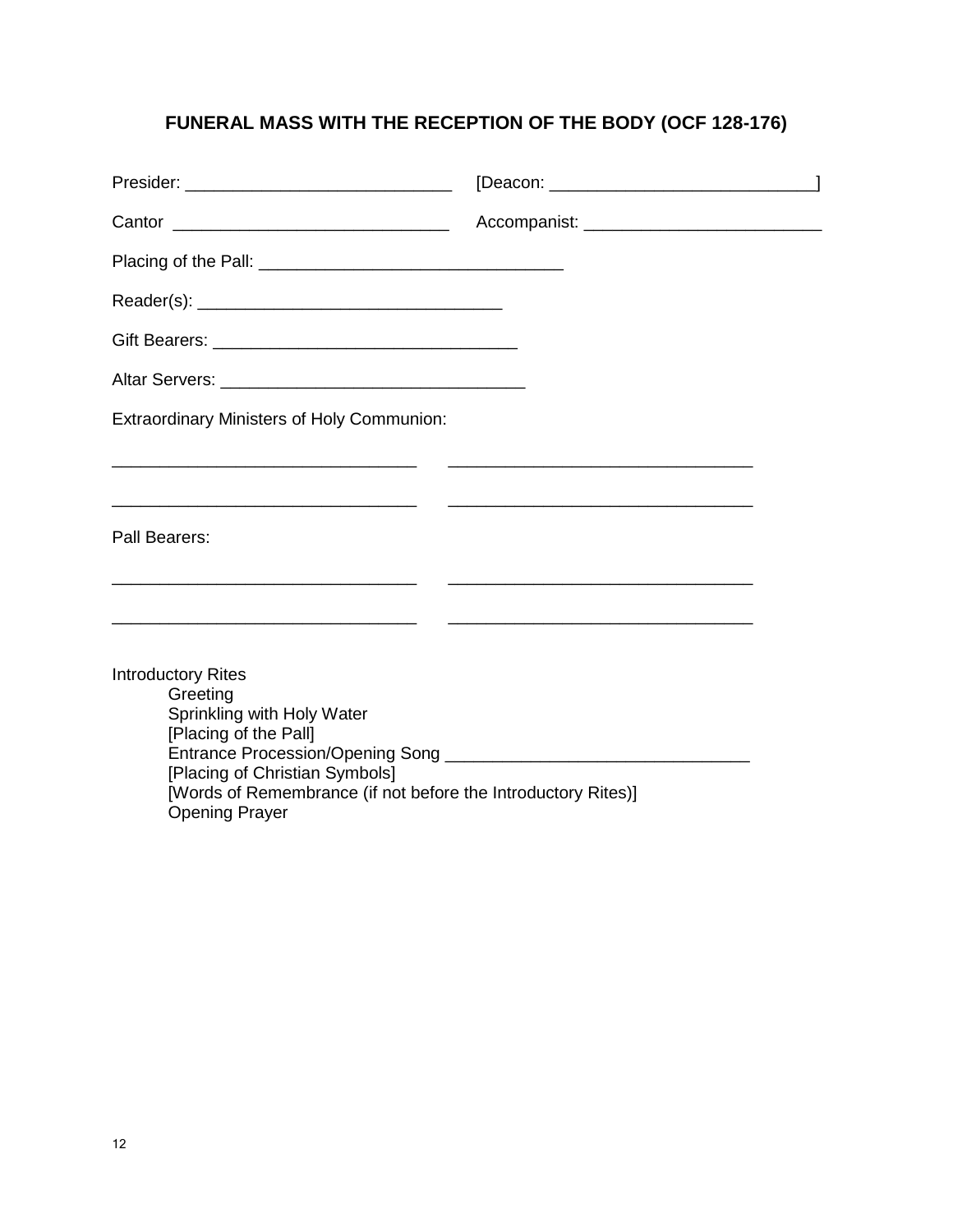## FUNERAL MASS WITH THE RECEPTION OF THE BODY (OCF 128-176)

Presider: ____________________________ [Deacon: ____________________________]

Cantor ______________________________ Accompanist: _________________________

Placing of the Pall: ________________________________

Reader(s): ________________________________

Gift Bearers: ________________________________

Altar Servers: ________________________________

Extraordinary Ministers of Holy Communion:

________________________________ ________________________________

________________________________ ________________________________

Pall Bearers:

________________________________ ________________________________

________________________________ ________________________________

Introductory Rites
- Greeting
- Sprinkling with Holy Water
- [Placing of the Pall]
- Entrance Procession/Opening Song ________________________________
- [Placing of Christian Symbols]
- [Words of Remembrance (if not before the Introductory Rites)]
- Opening Prayer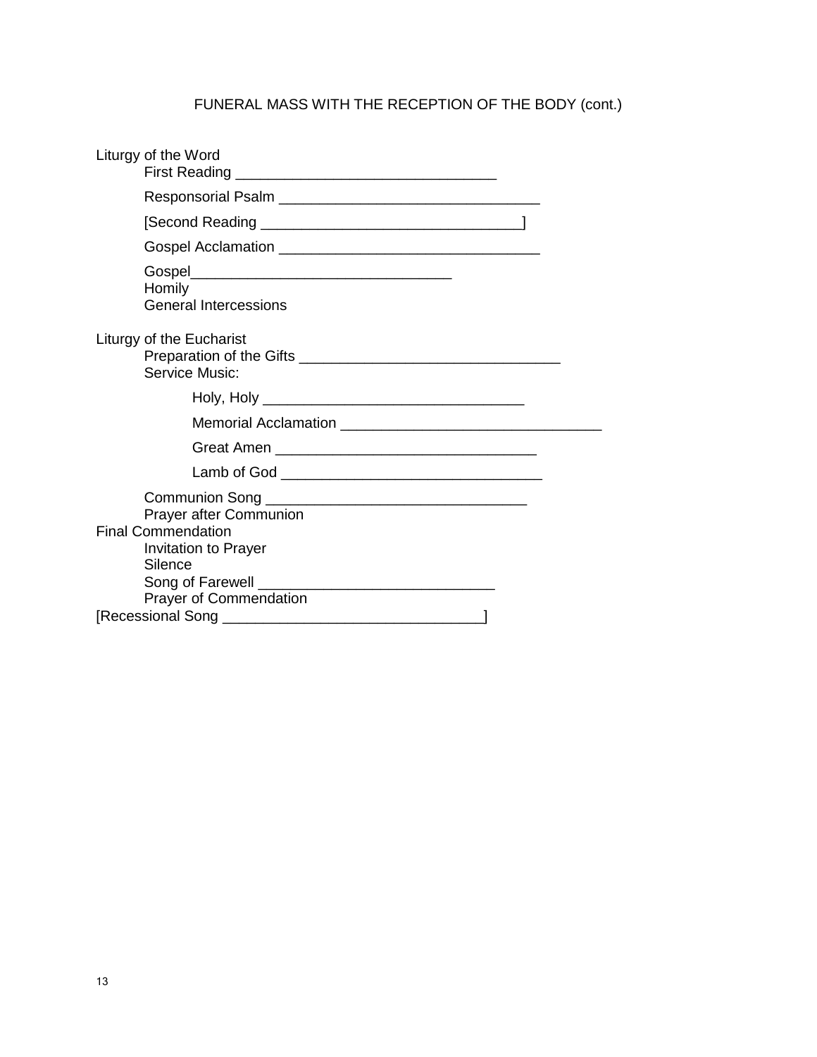## FUNERAL MASS WITH THE RECEPTION OF THE BODY (cont.)

Liturgy of the Word

- First Reading _______________________________
- Responsorial Psalm _______________________________
- [Second Reading _______________________________]
- Gospel Acclamation _______________________________
- Gospel_______________________________
- Homily
- General Intercessions

Liturgy of the Eucharist

- Preparation of the Gifts _______________________________
- Service Music:
  - Holy, Holy _______________________________
  - Memorial Acclamation _______________________________
  - Great Amen _______________________________
  - Lamb of God _______________________________
- Communion Song _______________________________
- Prayer after Communion

Final Commendation

- Invitation to Prayer
- Silence
- Song of Farewell ____________________________
- Prayer of Commendation

[Recessional Song _______________________________]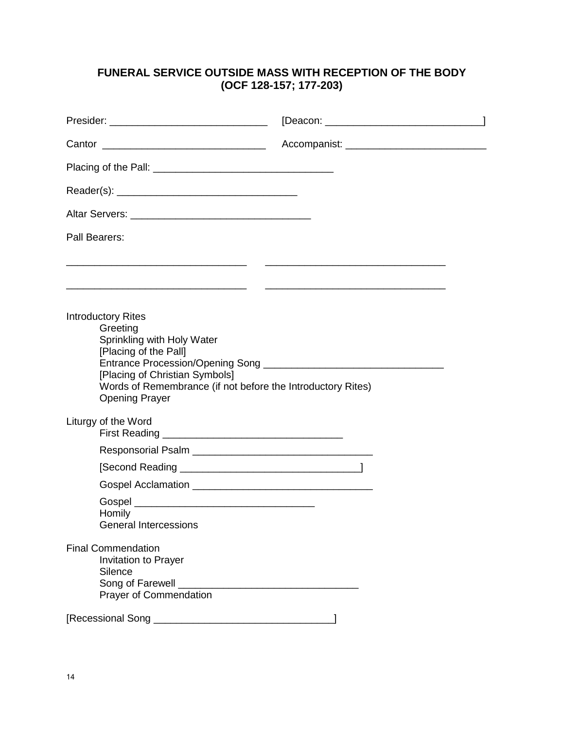## FUNERAL SERVICE OUTSIDE MASS WITH RECEPTION OF THE BODY (OCF 128-157; 177-203)

Presider: ____________________________ [Deacon: ____________________________]

Cantor ____________________________ Accompanist: ________________________

Placing of the Pall: ________________________________

Reader(s): ________________________________

Altar Servers: ________________________________

Pall Bearers:

________________________________ ________________________________

________________________________ ________________________________

Introductory Rites
- Greeting
- Sprinkling with Holy Water
- [Placing of the Pall]
- Entrance Procession/Opening Song ________________________________
- [Placing of Christian Symbols]
- Words of Remembrance (if not before the Introductory Rites)
- Opening Prayer

Liturgy of the Word
- First Reading ________________________________
- Responsorial Psalm ________________________________
- [Second Reading ________________________________]
- Gospel Acclamation ________________________________
- Gospel ________________________________
- Homily
- General Intercessions

Final Commendation
- Invitation to Prayer
- Silence
- Song of Farewell ________________________________
- Prayer of Commendation

[Recessional Song ________________________________]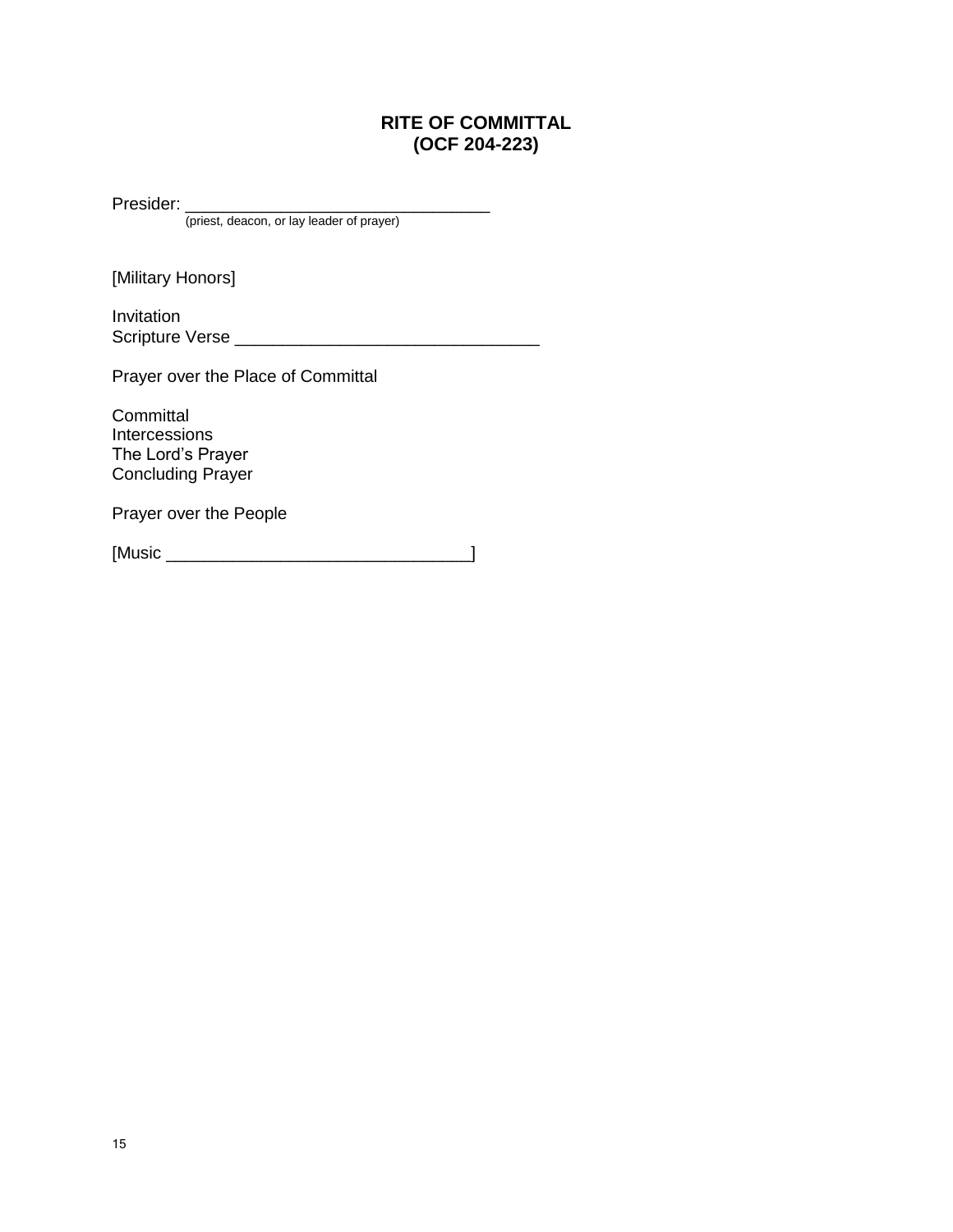# RITE OF COMMITTAL
# (OCF 204-223)

Presider: ________________________________
(priest, deacon, or lay leader of prayer)

[Military Honors]

Invitation
Scripture Verse ________________________________

Prayer over the Place of Committal

Committal
Intercessions
The Lord's Prayer
Concluding Prayer

Prayer over the People

[Music ________________________________]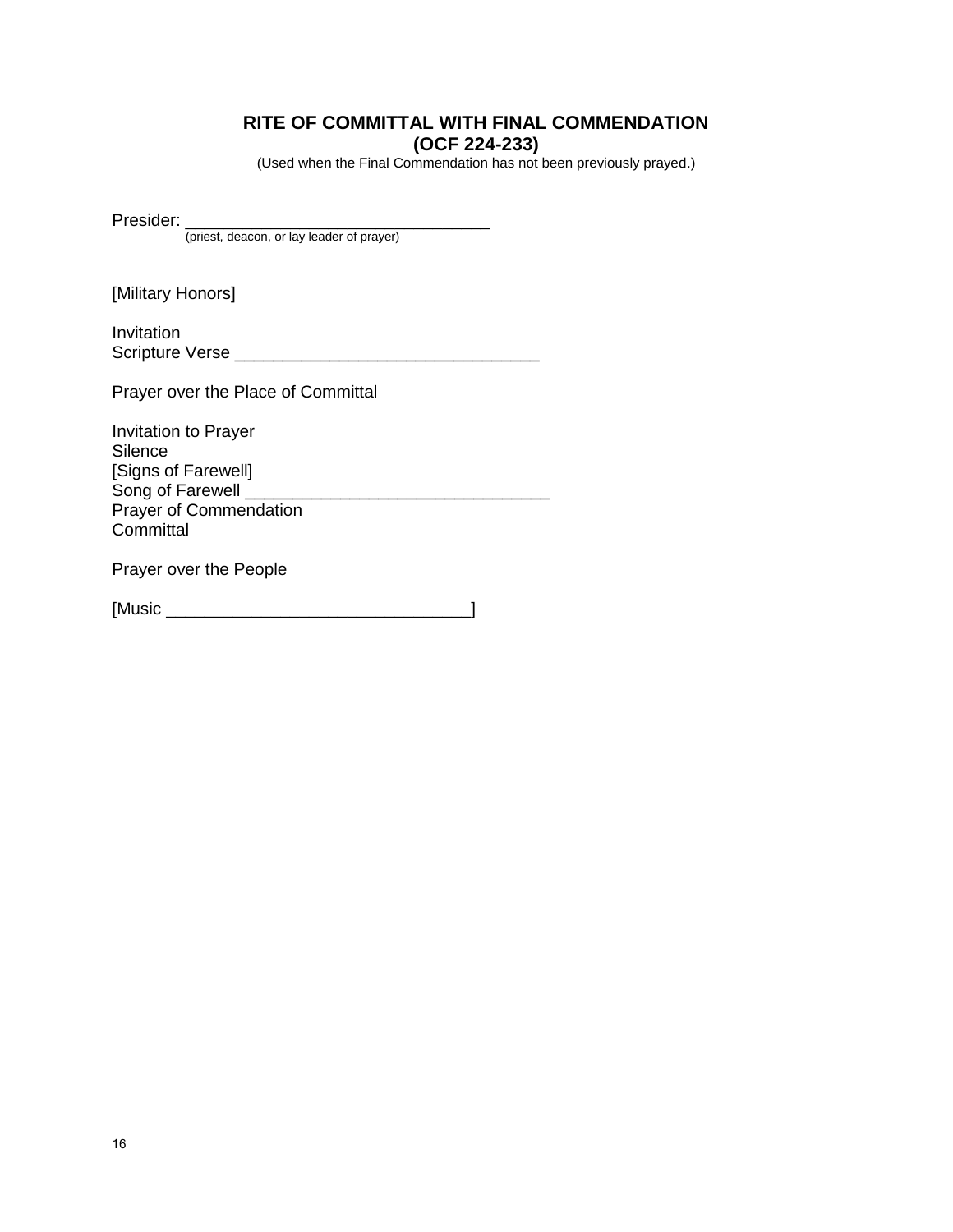# RITE OF COMMITTAL WITH FINAL COMMENDATION
## (OCF 224-233)

(Used when the Final Commendation has not been previously prayed.)

Presider: ________________________________
(priest, deacon, or lay leader of prayer)

[Military Honors]

Invitation
Scripture Verse ________________________________

Prayer over the Place of Committal

Invitation to Prayer
Silence
[Signs of Farewell]
Song of Farewell ________________________________
Prayer of Commendation
Committal

Prayer over the People

[Music ________________________________]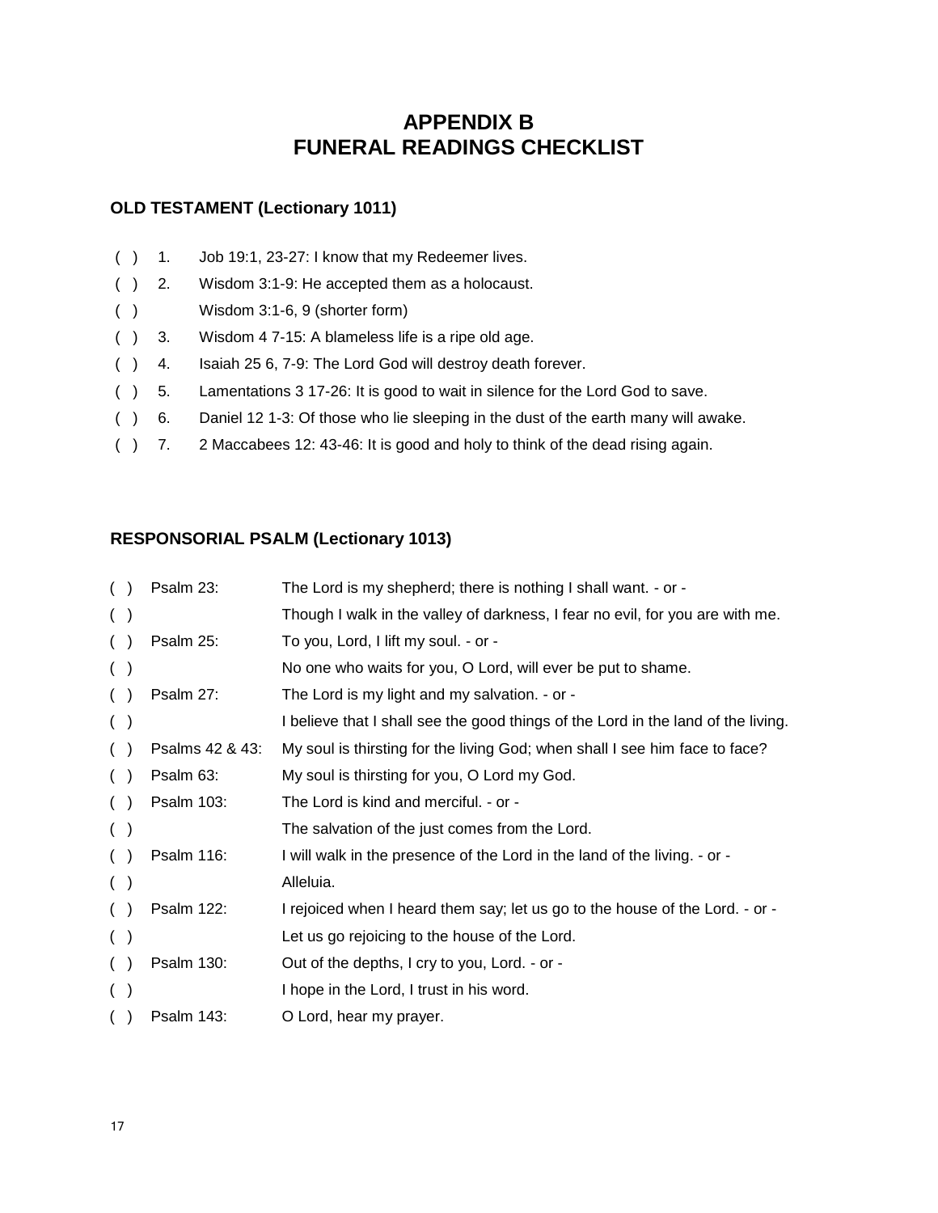# APPENDIX B
# FUNERAL READINGS CHECKLIST

## OLD TESTAMENT (Lectionary 1011)

( ) 1. Job 19:1, 23-27: I know that my Redeemer lives.
( ) 2. Wisdom 3:1-9: He accepted them as a holocaust.
( ) Wisdom 3:1-6, 9 (shorter form)
( ) 3. Wisdom 4 7-15: A blameless life is a ripe old age.
( ) 4. Isaiah 25 6, 7-9: The Lord God will destroy death forever.
( ) 5. Lamentations 3 17-26: It is good to wait in silence for the Lord God to save.
( ) 6. Daniel 12 1-3: Of those who lie sleeping in the dust of the earth many will awake.
( ) 7. 2 Maccabees 12: 43-46: It is good and holy to think of the dead rising again.

## RESPONSORIAL PSALM (Lectionary 1013)

( ) Psalm 23: The Lord is my shepherd; there is nothing I shall want. - or -
( ) Though I walk in the valley of darkness, I fear no evil, for you are with me.
( ) Psalm 25: To you, Lord, I lift my soul. - or -
( ) No one who waits for you, O Lord, will ever be put to shame.
( ) Psalm 27: The Lord is my light and my salvation. - or -
( ) I believe that I shall see the good things of the Lord in the land of the living.
( ) Psalms 42 & 43: My soul is thirsting for the living God; when shall I see him face to face?
( ) Psalm 63: My soul is thirsting for you, O Lord my God.
( ) Psalm 103: The Lord is kind and merciful. - or -
( ) The salvation of the just comes from the Lord.
( ) Psalm 116: I will walk in the presence of the Lord in the land of the living. - or -
( ) Alleluia.
( ) Psalm 122: I rejoiced when I heard them say; let us go to the house of the Lord. - or -
( ) Let us go rejoicing to the house of the Lord.
( ) Psalm 130: Out of the depths, I cry to you, Lord. - or -
( ) I hope in the Lord, I trust in his word.
( ) Psalm 143: O Lord, hear my prayer.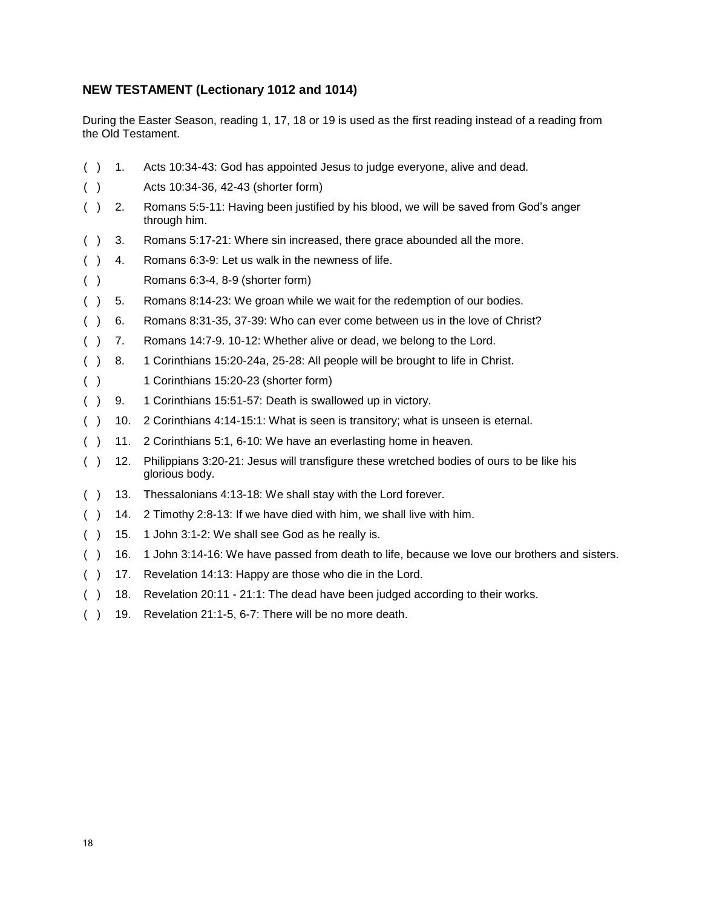### NEW TESTAMENT (Lectionary 1012 and 1014)

During the Easter Season, reading 1, 17, 18 or 19 is used as the first reading instead of a reading from the Old Testament.

- ( ) 1. Acts 10:34-43: God has appointed Jesus to judge everyone, alive and dead.
- ( ) Acts 10:34-36, 42-43 (shorter form)
- ( ) 2. Romans 5:5-11: Having been justified by his blood, we will be saved from God's anger through him.
- ( ) 3. Romans 5:17-21: Where sin increased, there grace abounded all the more.
- ( ) 4. Romans 6:3-9: Let us walk in the newness of life.
- ( ) Romans 6:3-4, 8-9 (shorter form)
- ( ) 5. Romans 8:14-23: We groan while we wait for the redemption of our bodies.
- ( ) 6. Romans 8:31-35, 37-39: Who can ever come between us in the love of Christ?
- ( ) 7. Romans 14:7-9. 10-12: Whether alive or dead, we belong to the Lord.
- ( ) 8. 1 Corinthians 15:20-24a, 25-28: All people will be brought to life in Christ.
- ( ) 1 Corinthians 15:20-23 (shorter form)
- ( ) 9. 1 Corinthians 15:51-57: Death is swallowed up in victory.
- ( ) 10. 2 Corinthians 4:14-15:1: What is seen is transitory; what is unseen is eternal.
- ( ) 11. 2 Corinthians 5:1, 6-10: We have an everlasting home in heaven.
- ( ) 12. Philippians 3:20-21: Jesus will transfigure these wretched bodies of ours to be like his glorious body.
- ( ) 13. Thessalonians 4:13-18: We shall stay with the Lord forever.
- ( ) 14. 2 Timothy 2:8-13: If we have died with him, we shall live with him.
- ( ) 15. 1 John 3:1-2: We shall see God as he really is.
- ( ) 16. 1 John 3:14-16: We have passed from death to life, because we love our brothers and sisters.
- ( ) 17. Revelation 14:13: Happy are those who die in the Lord.
- ( ) 18. Revelation 20:11 - 21:1: The dead have been judged according to their works.
- ( ) 19. Revelation 21:1-5, 6-7: There will be no more death.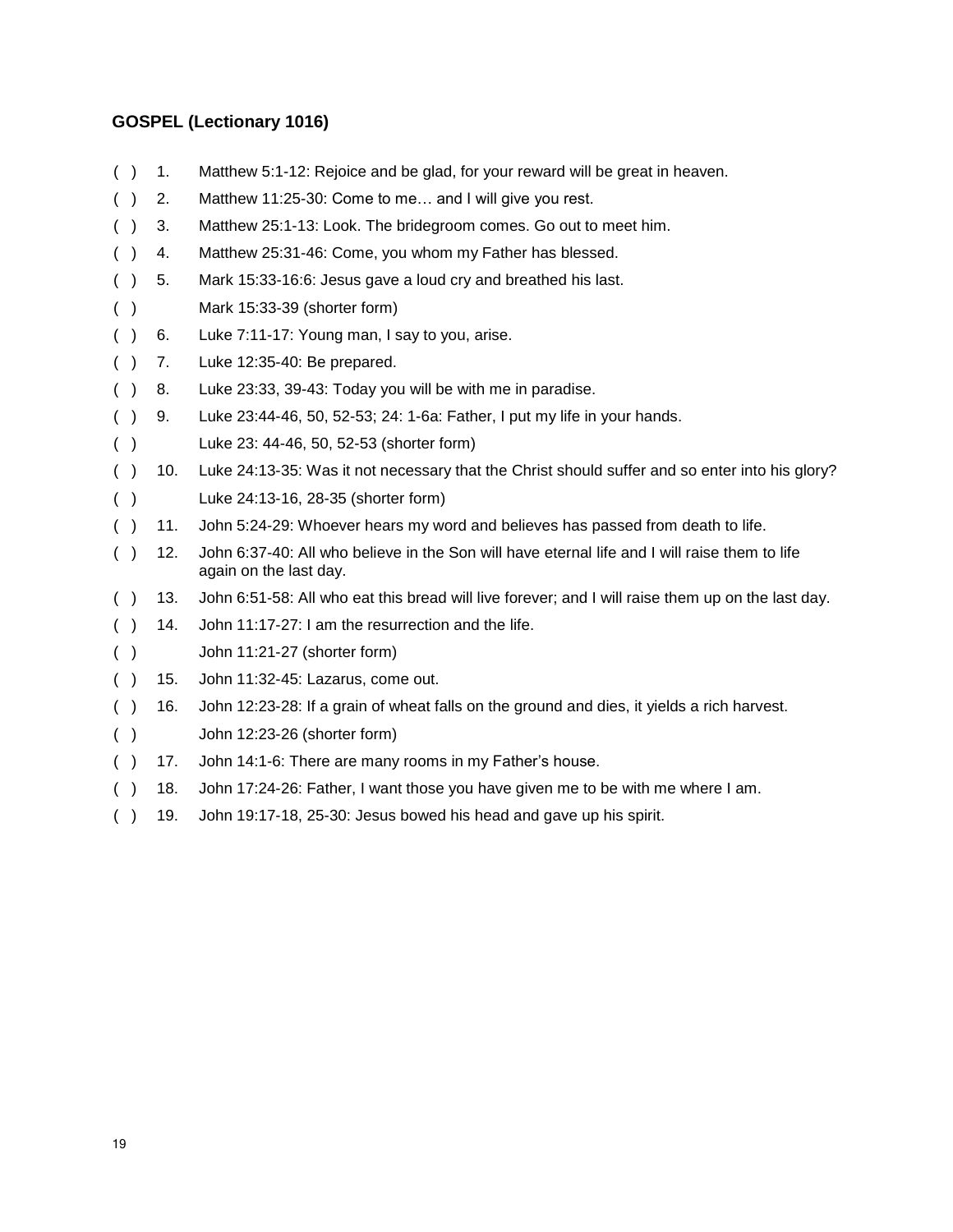### GOSPEL (Lectionary 1016)

( ) 1. Matthew 5:1-12: Rejoice and be glad, for your reward will be great in heaven.

( ) 2. Matthew 11:25-30: Come to me… and I will give you rest.

( ) 3. Matthew 25:1-13: Look. The bridegroom comes. Go out to meet him.

( ) 4. Matthew 25:31-46: Come, you whom my Father has blessed.

( ) 5. Mark 15:33-16:6: Jesus gave a loud cry and breathed his last.

( ) Mark 15:33-39 (shorter form)

( ) 6. Luke 7:11-17: Young man, I say to you, arise.

( ) 7. Luke 12:35-40: Be prepared.

( ) 8. Luke 23:33, 39-43: Today you will be with me in paradise.

( ) 9. Luke 23:44-46, 50, 52-53; 24: 1-6a: Father, I put my life in your hands.

( ) Luke 23: 44-46, 50, 52-53 (shorter form)

( ) 10. Luke 24:13-35: Was it not necessary that the Christ should suffer and so enter into his glory?

( ) Luke 24:13-16, 28-35 (shorter form)

( ) 11. John 5:24-29: Whoever hears my word and believes has passed from death to life.

( ) 12. John 6:37-40: All who believe in the Son will have eternal life and I will raise them to life again on the last day.

( ) 13. John 6:51-58: All who eat this bread will live forever; and I will raise them up on the last day.

( ) 14. John 11:17-27: I am the resurrection and the life.

( ) John 11:21-27 (shorter form)

( ) 15. John 11:32-45: Lazarus, come out.

( ) 16. John 12:23-28: If a grain of wheat falls on the ground and dies, it yields a rich harvest.

( ) John 12:23-26 (shorter form)

( ) 17. John 14:1-6: There are many rooms in my Father's house.

( ) 18. John 17:24-26: Father, I want those you have given me to be with me where I am.

( ) 19. John 19:17-18, 25-30: Jesus bowed his head and gave up his spirit.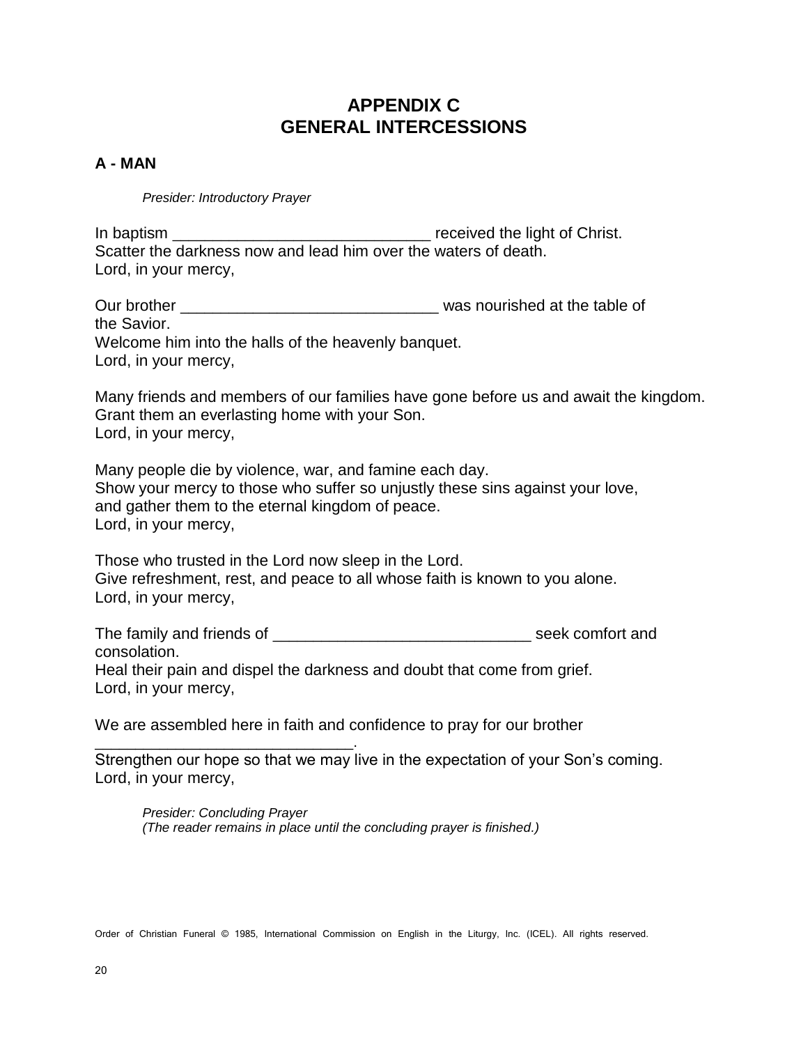# APPENDIX C
# GENERAL INTERCESSIONS

## A - MAN

*Presider: Introductory Prayer*

In baptism ______________________________ received the light of Christ.
Scatter the darkness now and lead him over the waters of death.
Lord, in your mercy,

Our brother ______________________________ was nourished at the table of the Savior.
Welcome him into the halls of the heavenly banquet.
Lord, in your mercy,

Many friends and members of our families have gone before us and await the kingdom.
Grant them an everlasting home with your Son.
Lord, in your mercy,

Many people die by violence, war, and famine each day.
Show your mercy to those who suffer so unjustly these sins against your love,
and gather them to the eternal kingdom of peace.
Lord, in your mercy,

Those who trusted in the Lord now sleep in the Lord.
Give refreshment, rest, and peace to all whose faith is known to you alone.
Lord, in your mercy,

The family and friends of ______________________________ seek comfort and consolation.
Heal their pain and dispel the darkness and doubt that come from grief.
Lord, in your mercy,

We are assembled here in faith and confidence to pray for our brother ______________________________.
Strengthen our hope so that we may live in the expectation of your Son's coming.
Lord, in your mercy,

*Presider: Concluding Prayer*
*(The reader remains in place until the concluding prayer is finished.)*

Order of Christian Funeral © 1985, International Commission on English in the Liturgy, Inc. (ICEL). All rights reserved.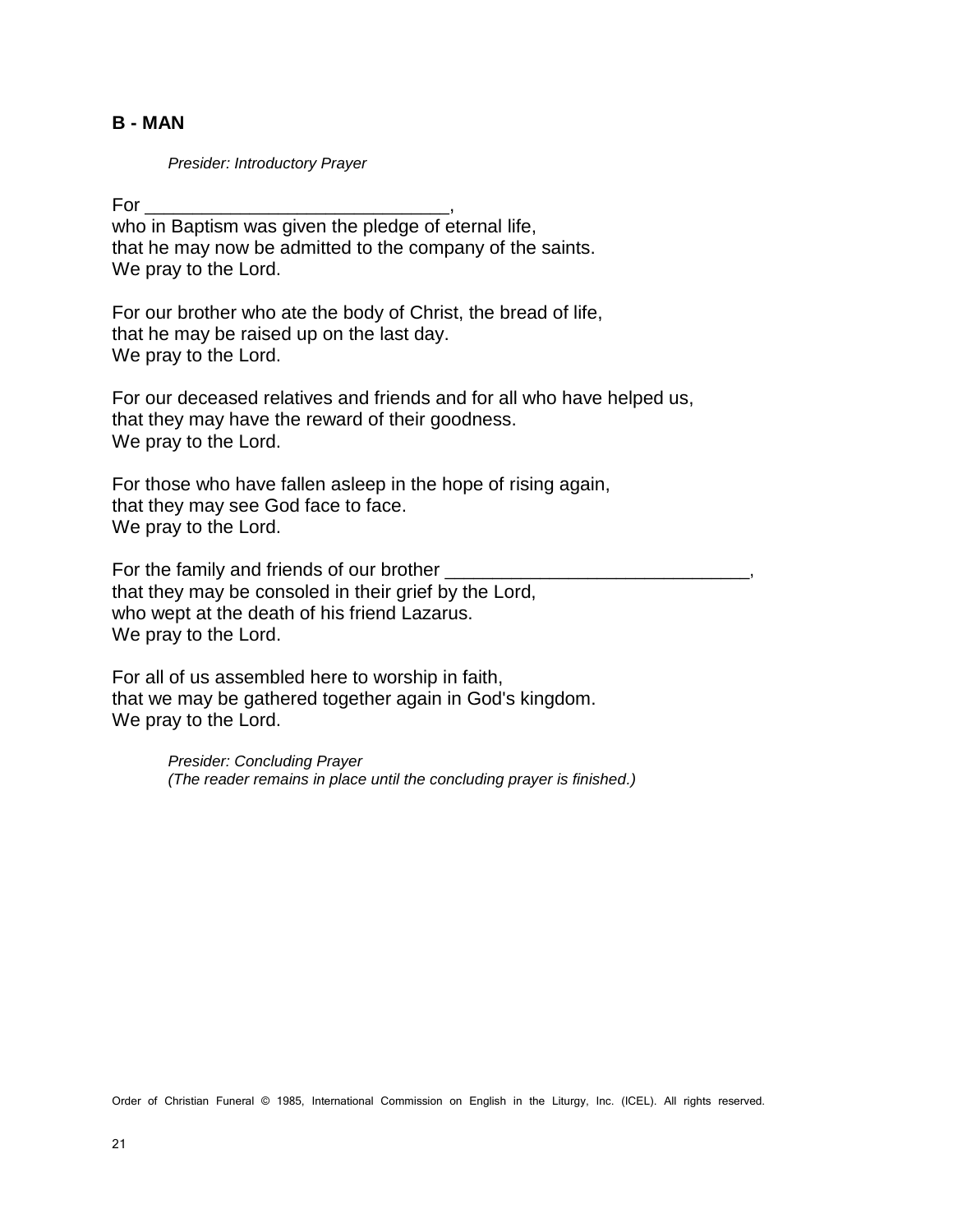**B - MAN**

*Presider: Introductory Prayer*

For ______________________________,
who in Baptism was given the pledge of eternal life,
that he may now be admitted to the company of the saints.
We pray to the Lord.

For our brother who ate the body of Christ, the bread of life,
that he may be raised up on the last day.
We pray to the Lord.

For our deceased relatives and friends and for all who have helped us,
that they may have the reward of their goodness.
We pray to the Lord.

For those who have fallen asleep in the hope of rising again,
that they may see God face to face.
We pray to the Lord.

For the family and friends of our brother ______________________________,
that they may be consoled in their grief by the Lord,
who wept at the death of his friend Lazarus.
We pray to the Lord.

For all of us assembled here to worship in faith,
that we may be gathered together again in God's kingdom.
We pray to the Lord.

*Presider: Concluding Prayer*
*(The reader remains in place until the concluding prayer is finished.)*

Order of Christian Funeral © 1985, International Commission on English in the Liturgy, Inc. (ICEL). All rights reserved.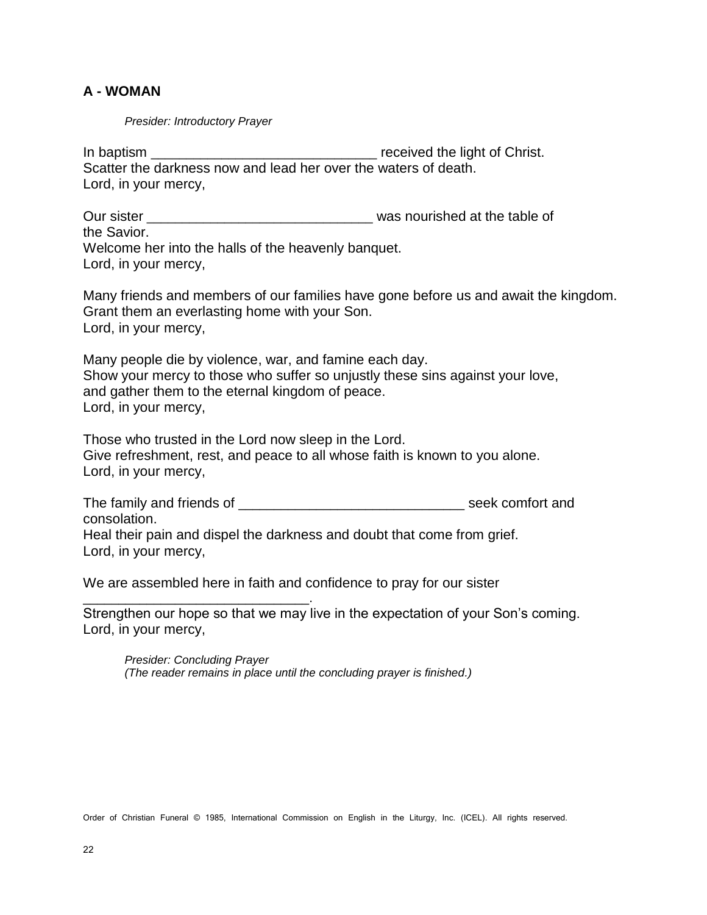### A - WOMAN

*Presider: Introductory Prayer*

In baptism _____________________________ received the light of Christ.
Scatter the darkness now and lead her over the waters of death.
Lord, in your mercy,

Our sister _____________________________ was nourished at the table of the Savior.
Welcome her into the halls of the heavenly banquet.
Lord, in your mercy,

Many friends and members of our families have gone before us and await the kingdom.
Grant them an everlasting home with your Son.
Lord, in your mercy,

Many people die by violence, war, and famine each day.
Show your mercy to those who suffer so unjustly these sins against your love,
and gather them to the eternal kingdom of peace.
Lord, in your mercy,

Those who trusted in the Lord now sleep in the Lord.
Give refreshment, rest, and peace to all whose faith is known to you alone.
Lord, in your mercy,

The family and friends of _____________________________ seek comfort and consolation.
Heal their pain and dispel the darkness and doubt that come from grief.
Lord, in your mercy,

We are assembled here in faith and confidence to pray for our sister _____________________________.
Strengthen our hope so that we may live in the expectation of your Son's coming.
Lord, in your mercy,

*Presider: Concluding Prayer*
*(The reader remains in place until the concluding prayer is finished.)*

Order of Christian Funeral © 1985, International Commission on English in the Liturgy, Inc. (ICEL). All rights reserved.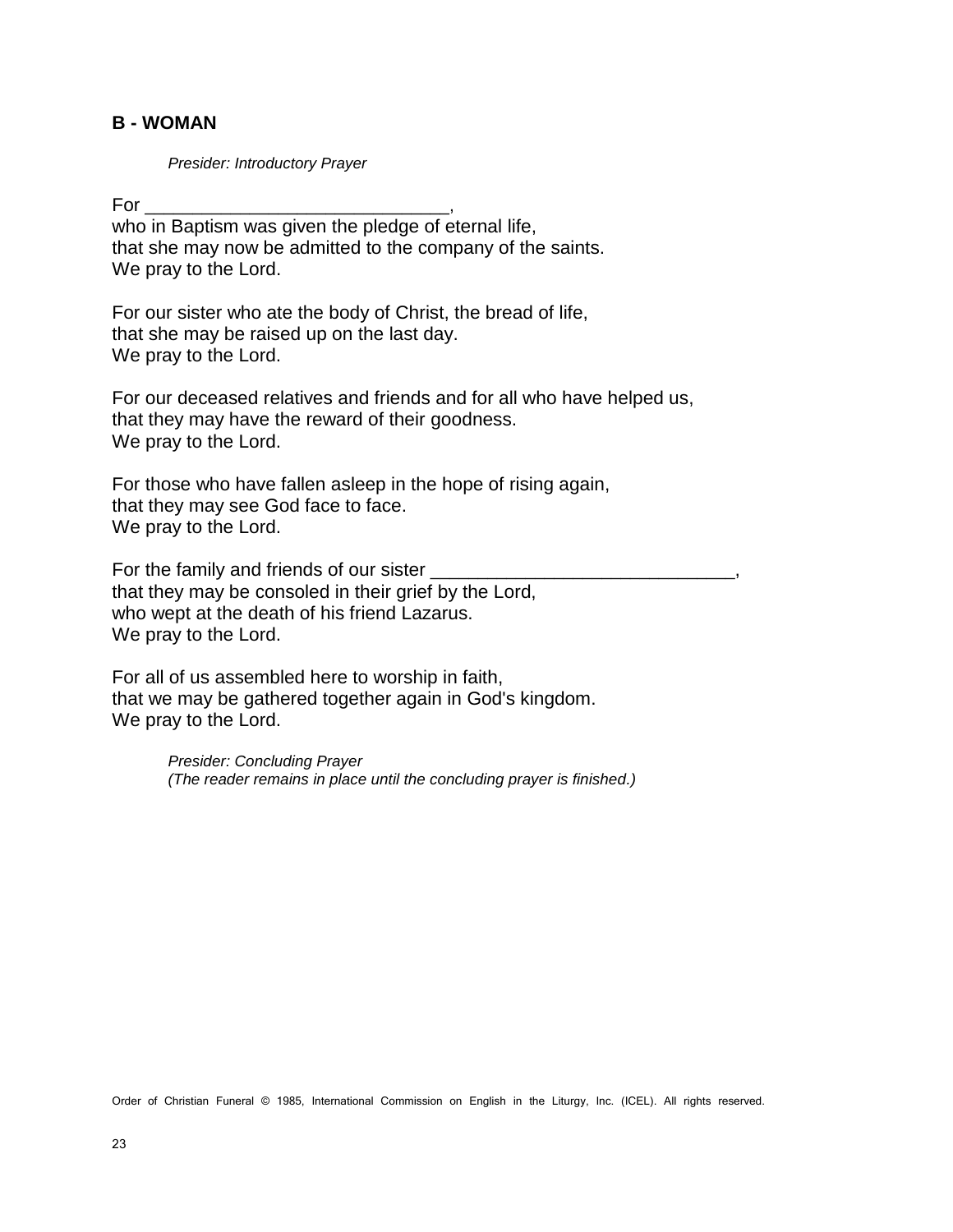### B - WOMAN

*Presider: Introductory Prayer*

For ______________________________,
who in Baptism was given the pledge of eternal life,
that she may now be admitted to the company of the saints.
We pray to the Lord.

For our sister who ate the body of Christ, the bread of life,
that she may be raised up on the last day.
We pray to the Lord.

For our deceased relatives and friends and for all who have helped us,
that they may have the reward of their goodness.
We pray to the Lord.

For those who have fallen asleep in the hope of rising again,
that they may see God face to face.
We pray to the Lord.

For the family and friends of our sister ______________________________,
that they may be consoled in their grief by the Lord,
who wept at the death of his friend Lazarus.
We pray to the Lord.

For all of us assembled here to worship in faith,
that we may be gathered together again in God's kingdom.
We pray to the Lord.

*Presider: Concluding Prayer*
*(The reader remains in place until the concluding prayer is finished.)*

Order of Christian Funeral © 1985, International Commission on English in the Liturgy, Inc. (ICEL). All rights reserved.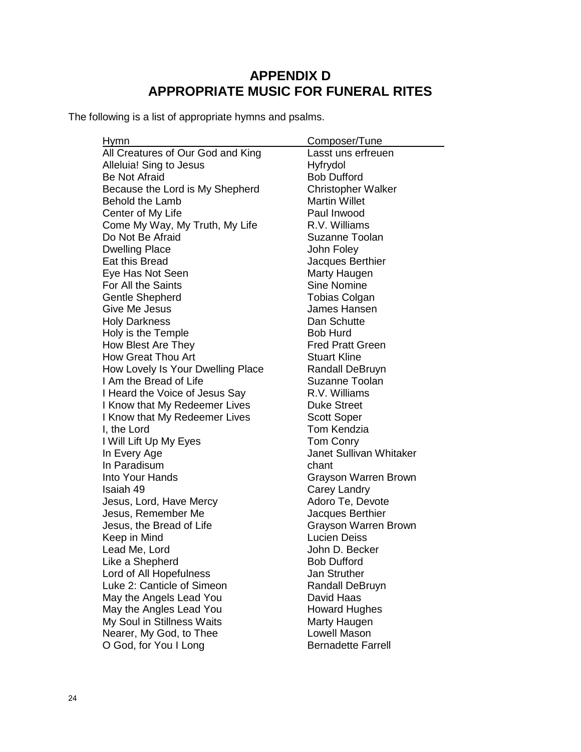# APPENDIX D
# APPROPRIATE MUSIC FOR FUNERAL RITES

The following is a list of appropriate hymns and psalms.

| Hymn | Composer/Tune |
| --- | --- |
| All Creatures of Our God and King | Lasst uns erfreuen |
| Alleluia! Sing to Jesus | Hyfrydol |
| Be Not Afraid | Bob Dufford |
| Because the Lord is My Shepherd | Christopher Walker |
| Behold the Lamb | Martin Willet |
| Center of My Life | Paul Inwood |
| Come My Way, My Truth, My Life | R.V. Williams |
| Do Not Be Afraid | Suzanne Toolan |
| Dwelling Place | John Foley |
| Eat this Bread | Jacques Berthier |
| Eye Has Not Seen | Marty Haugen |
| For All the Saints | Sine Nomine |
| Gentle Shepherd | Tobias Colgan |
| Give Me Jesus | James Hansen |
| Holy Darkness | Dan Schutte |
| Holy is the Temple | Bob Hurd |
| How Blest Are They | Fred Pratt Green |
| How Great Thou Art | Stuart Kline |
| How Lovely Is Your Dwelling Place | Randall DeBruyn |
| I Am the Bread of Life | Suzanne Toolan |
| I Heard the Voice of Jesus Say | R.V. Williams |
| I Know that My Redeemer Lives | Duke Street |
| I Know that My Redeemer Lives | Scott Soper |
| I, the Lord | Tom Kendzia |
| I Will Lift Up My Eyes | Tom Conry |
| In Every Age | Janet Sullivan Whitaker |
| In Paradisum | chant |
| Into Your Hands | Grayson Warren Brown |
| Isaiah 49 | Carey Landry |
| Jesus, Lord, Have Mercy | Adoro Te, Devote |
| Jesus, Remember Me | Jacques Berthier |
| Jesus, the Bread of Life | Grayson Warren Brown |
| Keep in Mind | Lucien Deiss |
| Lead Me, Lord | John D. Becker |
| Like a Shepherd | Bob Dufford |
| Lord of All Hopefulness | Jan Struther |
| Luke 2: Canticle of Simeon | Randall DeBruyn |
| May the Angels Lead You | David Haas |
| May the Angles Lead You | Howard Hughes |
| My Soul in Stillness Waits | Marty Haugen |
| Nearer, My God, to Thee | Lowell Mason |
| O God, for You I Long | Bernadette Farrell |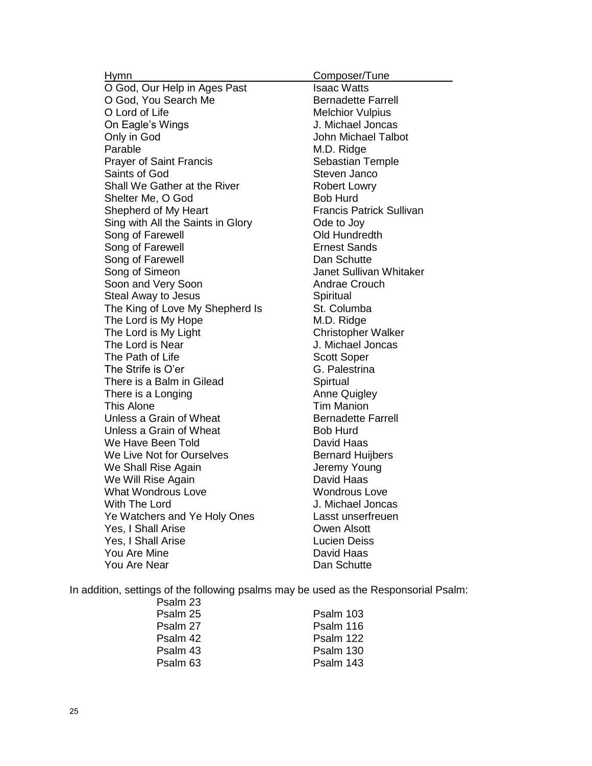| Hymn | Composer/Tune |
|---|---|
| O God, Our Help in Ages Past | Isaac Watts |
| O God, You Search Me | Bernadette Farrell |
| O Lord of Life | Melchior Vulpius |
| On Eagle's Wings | J. Michael Joncas |
| Only in God | John Michael Talbot |
| Parable | M.D. Ridge |
| Prayer of Saint Francis | Sebastian Temple |
| Saints of God | Steven Janco |
| Shall We Gather at the River | Robert Lowry |
| Shelter Me, O God | Bob Hurd |
| Shepherd of My Heart | Francis Patrick Sullivan |
| Sing with All the Saints in Glory | Ode to Joy |
| Song of Farewell | Old Hundredth |
| Song of Farewell | Ernest Sands |
| Song of Farewell | Dan Schutte |
| Song of Simeon | Janet Sullivan Whitaker |
| Soon and Very Soon | Andrae Crouch |
| Steal Away to Jesus | Spiritual |
| The King of Love My Shepherd Is | St. Columba |
| The Lord is My Hope | M.D. Ridge |
| The Lord is My Light | Christopher Walker |
| The Lord is Near | J. Michael Joncas |
| The Path of Life | Scott Soper |
| The Strife is O'er | G. Palestrina |
| There is a Balm in Gilead | Spirtual |
| There is a Longing | Anne Quigley |
| This Alone | Tim Manion |
| Unless a Grain of Wheat | Bernadette Farrell |
| Unless a Grain of Wheat | Bob Hurd |
| We Have Been Told | David Haas |
| We Live Not for Ourselves | Bernard Huijbers |
| We Shall Rise Again | Jeremy Young |
| We Will Rise Again | David Haas |
| What Wondrous Love | Wondrous Love |
| With The Lord | J. Michael Joncas |
| Ye Watchers and Ye Holy Ones | Lasst unserfreuen |
| Yes, I Shall Arise | Owen Alsott |
| Yes, I Shall Arise | Lucien Deiss |
| You Are Mine | David Haas |
| You Are Near | Dan Schutte |

In addition, settings of the following psalms may be used as the Responsorial Psalm:

| | |
|---|---|
| Psalm 23 | |
| Psalm 25 | Psalm 103 |
| Psalm 27 | Psalm 116 |
| Psalm 42 | Psalm 122 |
| Psalm 43 | Psalm 130 |
| Psalm 63 | Psalm 143 |